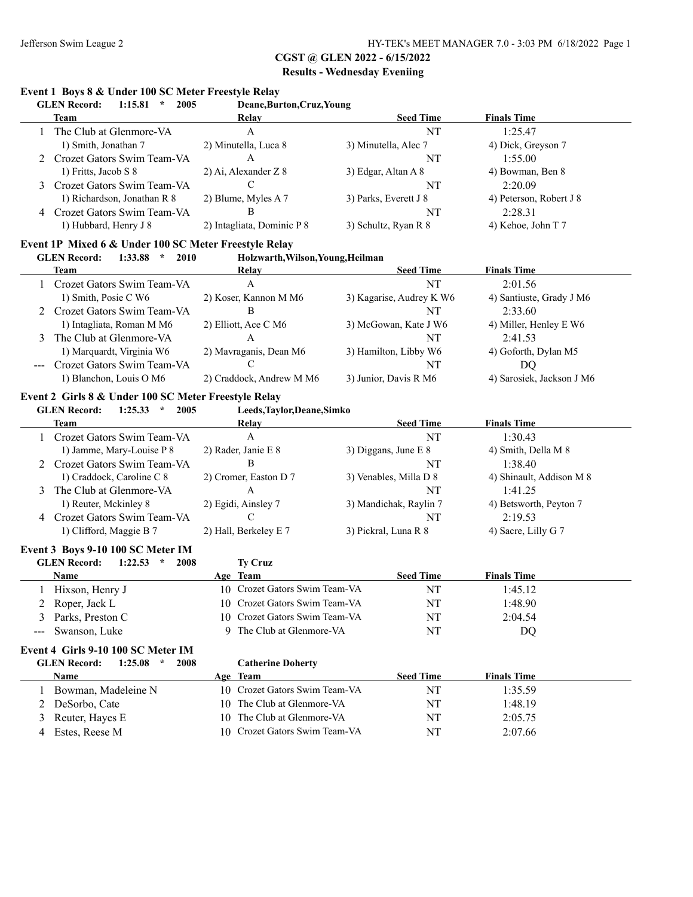## CGST @ GLEN 2022 - 6/15/2022

### Results - Wednesday Eveniing

#### Event 1 Boys 8 & Under 100 SC Meter Freestyle Relay

GLEN Record: 1:15.81 * 2005 Deane,Burton,Cruz,Young

| | Team | Relay | Seed Time | Finals Time |
|---|---|---|---|---|
| 1 | The Club at Glenmore-VA | A | NT | 1:25.47 |
| | 1) Smith, Jonathan 7 | 2) Minutella, Luca 8 | 3) Minutella, Alec 7 | 4) Dick, Greyson 7 |
| 2 | Crozet Gators Swim Team-VA | A | NT | 1:55.00 |
| | 1) Fritts, Jacob S 8 | 2) Ai, Alexander Z 8 | 3) Edgar, Altan A 8 | 4) Bowman, Ben 8 |
| 3 | Crozet Gators Swim Team-VA | C | NT | 2:20.09 |
| | 1) Richardson, Jonathan R 8 | 2) Blume, Myles A 7 | 3) Parks, Everett J 8 | 4) Peterson, Robert J 8 |
| 4 | Crozet Gators Swim Team-VA | B | NT | 2:28.31 |
| | 1) Hubbard, Henry J 8 | 2) Intagliata, Dominic P 8 | 3) Schultz, Ryan R 8 | 4) Kehoe, John T 7 |

#### Event 1P Mixed 6 & Under 100 SC Meter Freestyle Relay

GLEN Record: 1:33.88 * 2010 Holzwarth,Wilson,Young,Heilman

| | Team | Relay | Seed Time | Finals Time |
|---|---|---|---|---|
| 1 | Crozet Gators Swim Team-VA | A | NT | 2:01.56 |
| | 1) Smith, Posie C W6 | 2) Koser, Kannon M M6 | 3) Kagarise, Audrey K W6 | 4) Santiuste, Grady J M6 |
| 2 | Crozet Gators Swim Team-VA | B | NT | 2:33.60 |
| | 1) Intagliata, Roman M M6 | 2) Elliott, Ace C M6 | 3) McGowan, Kate J W6 | 4) Miller, Henley E W6 |
| 3 | The Club at Glenmore-VA | A | NT | 2:41.53 |
| | 1) Marquardt, Virginia W6 | 2) Mavraganis, Dean M6 | 3) Hamilton, Libby W6 | 4) Goforth, Dylan M5 |
| --- | Crozet Gators Swim Team-VA | C | NT | DQ |
| | 1) Blanchon, Louis O M6 | 2) Craddock, Andrew M M6 | 3) Junior, Davis R M6 | 4) Sarosiek, Jackson J M6 |

#### Event 2 Girls 8 & Under 100 SC Meter Freestyle Relay

GLEN Record: 1:25.33 * 2005 Leeds,Taylor,Deane,Simko

| | Team | Relay | Seed Time | Finals Time |
|---|---|---|---|---|
| 1 | Crozet Gators Swim Team-VA | A | NT | 1:30.43 |
| | 1) Jamme, Mary-Louise P 8 | 2) Rader, Janie E 8 | 3) Diggans, June E 8 | 4) Smith, Della M 8 |
| 2 | Crozet Gators Swim Team-VA | B | NT | 1:38.40 |
| | 1) Craddock, Caroline C 8 | 2) Cromer, Easton D 7 | 3) Venables, Milla D 8 | 4) Shinault, Addison M 8 |
| 3 | The Club at Glenmore-VA | A | NT | 1:41.25 |
| | 1) Reuter, Mckinley 8 | 2) Egidi, Ainsley 7 | 3) Mandichak, Raylin 7 | 4) Betsworth, Peyton 7 |
| 4 | Crozet Gators Swim Team-VA | C | NT | 2:19.53 |
| | 1) Clifford, Maggie B 7 | 2) Hall, Berkeley E 7 | 3) Pickral, Luna R 8 | 4) Sacre, Lilly G 7 |

#### Event 3 Boys 9-10 100 SC Meter IM

GLEN Record: 1:22.53 * 2008 Ty Cruz

| | Name | Age | Team | Seed Time | Finals Time |
|---|---|---|---|---|---|
| 1 | Hixson, Henry J | 10 | Crozet Gators Swim Team-VA | NT | 1:45.12 |
| 2 | Roper, Jack L | 10 | Crozet Gators Swim Team-VA | NT | 1:48.90 |
| 3 | Parks, Preston C | 10 | Crozet Gators Swim Team-VA | NT | 2:04.54 |
| --- | Swanson, Luke | 9 | The Club at Glenmore-VA | NT | DQ |

#### Event 4 Girls 9-10 100 SC Meter IM

GLEN Record: 1:25.08 * 2008 Catherine Doherty

| | Name | Age | Team | Seed Time | Finals Time |
|---|---|---|---|---|---|
| 1 | Bowman, Madeleine N | 10 | Crozet Gators Swim Team-VA | NT | 1:35.59 |
| 2 | DeSorbo, Cate | 10 | The Club at Glenmore-VA | NT | 1:48.19 |
| 3 | Reuter, Hayes E | 10 | The Club at Glenmore-VA | NT | 2:05.75 |
| 4 | Estes, Reese M | 10 | Crozet Gators Swim Team-VA | NT | 2:07.66 |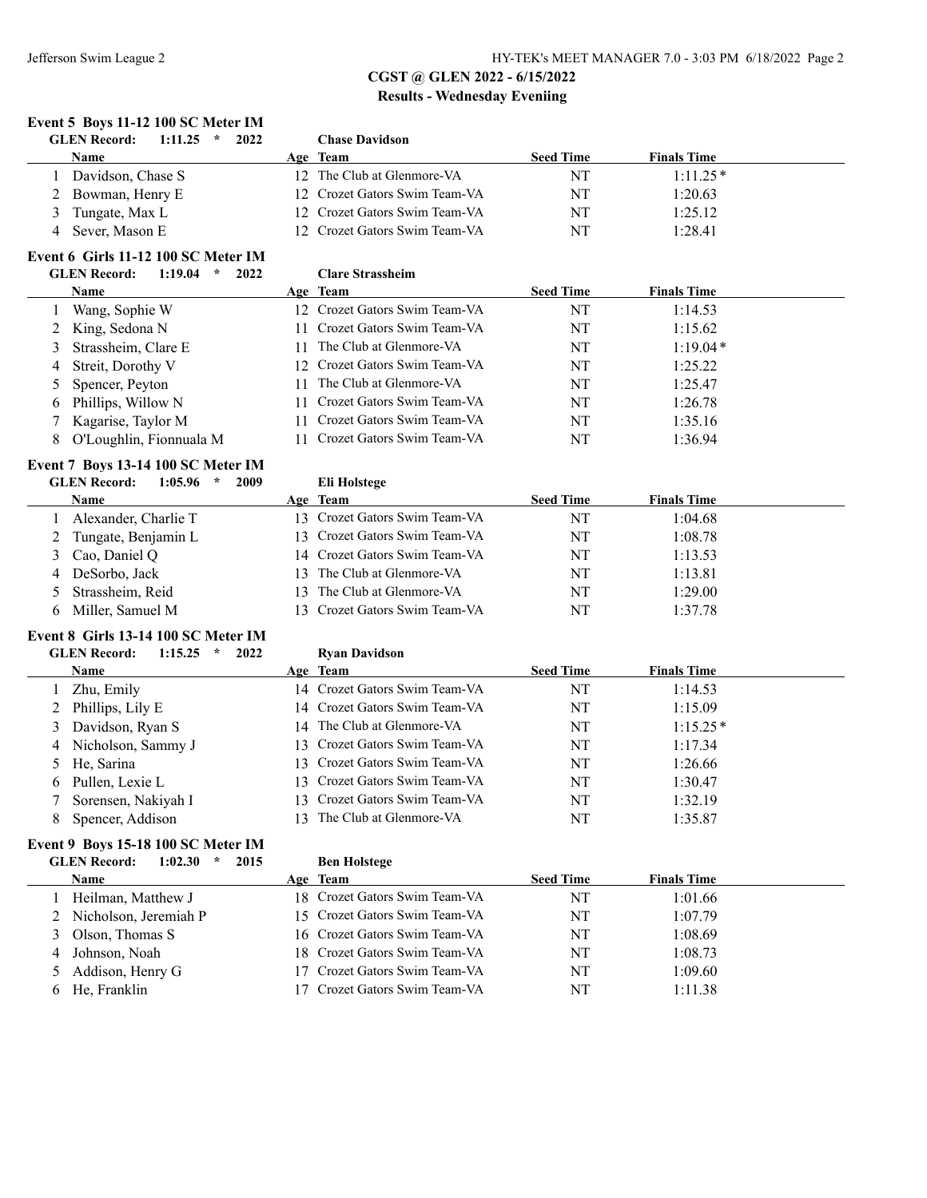## CGST @ GLEN 2022 - 6/15/2022

### Results - Wednesday Eveniing

**Event 5 Boys 11-12 100 SC Meter IM**

GLEN Record: 1:11.25 * 2022 Chase Davidson

| | Name | Age | Team | Seed Time | Finals Time |
|---|---|---|---|---|---|
| 1 | Davidson, Chase S | 12 | The Club at Glenmore-VA | NT | 1:11.25* |
| 2 | Bowman, Henry E | 12 | Crozet Gators Swim Team-VA | NT | 1:20.63 |
| 3 | Tungate, Max L | 12 | Crozet Gators Swim Team-VA | NT | 1:25.12 |
| 4 | Sever, Mason E | 12 | Crozet Gators Swim Team-VA | NT | 1:28.41 |

**Event 6 Girls 11-12 100 SC Meter IM**

GLEN Record: 1:19.04 * 2022 Clare Strassheim

| | Name | Age | Team | Seed Time | Finals Time |
|---|---|---|---|---|---|
| 1 | Wang, Sophie W | 12 | Crozet Gators Swim Team-VA | NT | 1:14.53 |
| 2 | King, Sedona N | 11 | Crozet Gators Swim Team-VA | NT | 1:15.62 |
| 3 | Strassheim, Clare E | 11 | The Club at Glenmore-VA | NT | 1:19.04* |
| 4 | Streit, Dorothy V | 12 | Crozet Gators Swim Team-VA | NT | 1:25.22 |
| 5 | Spencer, Peyton | 11 | The Club at Glenmore-VA | NT | 1:25.47 |
| 6 | Phillips, Willow N | 11 | Crozet Gators Swim Team-VA | NT | 1:26.78 |
| 7 | Kagarise, Taylor M | 11 | Crozet Gators Swim Team-VA | NT | 1:35.16 |
| 8 | O'Loughlin, Fionnuala M | 11 | Crozet Gators Swim Team-VA | NT | 1:36.94 |

**Event 7 Boys 13-14 100 SC Meter IM**

GLEN Record: 1:05.96 * 2009 Eli Holstege

| | Name | Age | Team | Seed Time | Finals Time |
|---|---|---|---|---|---|
| 1 | Alexander, Charlie T | 13 | Crozet Gators Swim Team-VA | NT | 1:04.68 |
| 2 | Tungate, Benjamin L | 13 | Crozet Gators Swim Team-VA | NT | 1:08.78 |
| 3 | Cao, Daniel Q | 14 | Crozet Gators Swim Team-VA | NT | 1:13.53 |
| 4 | DeSorbo, Jack | 13 | The Club at Glenmore-VA | NT | 1:13.81 |
| 5 | Strassheim, Reid | 13 | The Club at Glenmore-VA | NT | 1:29.00 |
| 6 | Miller, Samuel M | 13 | Crozet Gators Swim Team-VA | NT | 1:37.78 |

**Event 8 Girls 13-14 100 SC Meter IM**

GLEN Record: 1:15.25 * 2022 Ryan Davidson

| | Name | Age | Team | Seed Time | Finals Time |
|---|---|---|---|---|---|
| 1 | Zhu, Emily | 14 | Crozet Gators Swim Team-VA | NT | 1:14.53 |
| 2 | Phillips, Lily E | 14 | Crozet Gators Swim Team-VA | NT | 1:15.09 |
| 3 | Davidson, Ryan S | 14 | The Club at Glenmore-VA | NT | 1:15.25* |
| 4 | Nicholson, Sammy J | 13 | Crozet Gators Swim Team-VA | NT | 1:17.34 |
| 5 | He, Sarina | 13 | Crozet Gators Swim Team-VA | NT | 1:26.66 |
| 6 | Pullen, Lexie L | 13 | Crozet Gators Swim Team-VA | NT | 1:30.47 |
| 7 | Sorensen, Nakiyah I | 13 | Crozet Gators Swim Team-VA | NT | 1:32.19 |
| 8 | Spencer, Addison | 13 | The Club at Glenmore-VA | NT | 1:35.87 |

**Event 9 Boys 15-18 100 SC Meter IM**

GLEN Record: 1:02.30 * 2015 Ben Holstege

| | Name | Age | Team | Seed Time | Finals Time |
|---|---|---|---|---|---|
| 1 | Heilman, Matthew J | 18 | Crozet Gators Swim Team-VA | NT | 1:01.66 |
| 2 | Nicholson, Jeremiah P | 15 | Crozet Gators Swim Team-VA | NT | 1:07.79 |
| 3 | Olson, Thomas S | 16 | Crozet Gators Swim Team-VA | NT | 1:08.69 |
| 4 | Johnson, Noah | 18 | Crozet Gators Swim Team-VA | NT | 1:08.73 |
| 5 | Addison, Henry G | 17 | Crozet Gators Swim Team-VA | NT | 1:09.60 |
| 6 | He, Franklin | 17 | Crozet Gators Swim Team-VA | NT | 1:11.38 |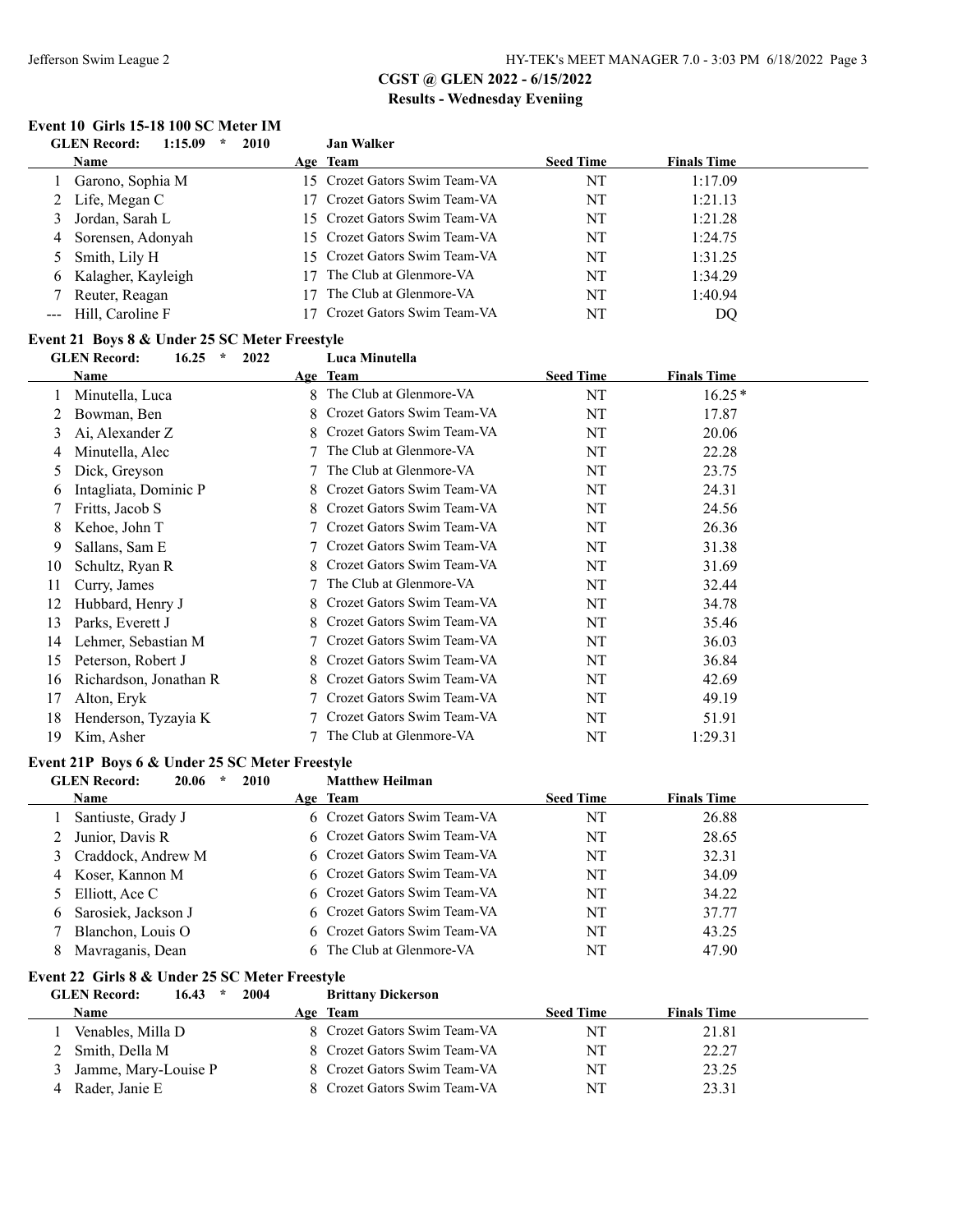## CGST @ GLEN 2022 - 6/15/2022

### Results - Wednesday Eveniing

#### Event 10 Girls 15-18 100 SC Meter IM

GLEN Record: 1:15.09 * 2010 Jan Walker

| | Name | Age | Team | Seed Time | Finals Time |
|---|---|---|---|---|---|
| 1 | Garono, Sophia M | 15 | Crozet Gators Swim Team-VA | NT | 1:17.09 |
| 2 | Life, Megan C | 17 | Crozet Gators Swim Team-VA | NT | 1:21.13 |
| 3 | Jordan, Sarah L | 15 | Crozet Gators Swim Team-VA | NT | 1:21.28 |
| 4 | Sorensen, Adonyah | 15 | Crozet Gators Swim Team-VA | NT | 1:24.75 |
| 5 | Smith, Lily H | 15 | Crozet Gators Swim Team-VA | NT | 1:31.25 |
| 6 | Kalagher, Kayleigh | 17 | The Club at Glenmore-VA | NT | 1:34.29 |
| 7 | Reuter, Reagan | 17 | The Club at Glenmore-VA | NT | 1:40.94 |
| --- | Hill, Caroline F | 17 | Crozet Gators Swim Team-VA | NT | DQ |

#### Event 21 Boys 8 & Under 25 SC Meter Freestyle

GLEN Record: 16.25 * 2022 Luca Minutella

| | Name | Age | Team | Seed Time | Finals Time |
|---|---|---|---|---|---|
| 1 | Minutella, Luca | 8 | The Club at Glenmore-VA | NT | 16.25* |
| 2 | Bowman, Ben | 8 | Crozet Gators Swim Team-VA | NT | 17.87 |
| 3 | Ai, Alexander Z | 8 | Crozet Gators Swim Team-VA | NT | 20.06 |
| 4 | Minutella, Alec | 7 | The Club at Glenmore-VA | NT | 22.28 |
| 5 | Dick, Greyson | 7 | The Club at Glenmore-VA | NT | 23.75 |
| 6 | Intagliata, Dominic P | 8 | Crozet Gators Swim Team-VA | NT | 24.31 |
| 7 | Fritts, Jacob S | 8 | Crozet Gators Swim Team-VA | NT | 24.56 |
| 8 | Kehoe, John T | 7 | Crozet Gators Swim Team-VA | NT | 26.36 |
| 9 | Sallans, Sam E | 7 | Crozet Gators Swim Team-VA | NT | 31.38 |
| 10 | Schultz, Ryan R | 8 | Crozet Gators Swim Team-VA | NT | 31.69 |
| 11 | Curry, James | 7 | The Club at Glenmore-VA | NT | 32.44 |
| 12 | Hubbard, Henry J | 8 | Crozet Gators Swim Team-VA | NT | 34.78 |
| 13 | Parks, Everett J | 8 | Crozet Gators Swim Team-VA | NT | 35.46 |
| 14 | Lehmer, Sebastian M | 7 | Crozet Gators Swim Team-VA | NT | 36.03 |
| 15 | Peterson, Robert J | 8 | Crozet Gators Swim Team-VA | NT | 36.84 |
| 16 | Richardson, Jonathan R | 8 | Crozet Gators Swim Team-VA | NT | 42.69 |
| 17 | Alton, Eryk | 7 | Crozet Gators Swim Team-VA | NT | 49.19 |
| 18 | Henderson, Tyzayia K | 7 | Crozet Gators Swim Team-VA | NT | 51.91 |
| 19 | Kim, Asher | 7 | The Club at Glenmore-VA | NT | 1:29.31 |

#### Event 21P Boys 6 & Under 25 SC Meter Freestyle

GLEN Record: 20.06 * 2010 Matthew Heilman

| | Name | Age | Team | Seed Time | Finals Time |
|---|---|---|---|---|---|
| 1 | Santiuste, Grady J | 6 | Crozet Gators Swim Team-VA | NT | 26.88 |
| 2 | Junior, Davis R | 6 | Crozet Gators Swim Team-VA | NT | 28.65 |
| 3 | Craddock, Andrew M | 6 | Crozet Gators Swim Team-VA | NT | 32.31 |
| 4 | Koser, Kannon M | 6 | Crozet Gators Swim Team-VA | NT | 34.09 |
| 5 | Elliott, Ace C | 6 | Crozet Gators Swim Team-VA | NT | 34.22 |
| 6 | Sarosiek, Jackson J | 6 | Crozet Gators Swim Team-VA | NT | 37.77 |
| 7 | Blanchon, Louis O | 6 | Crozet Gators Swim Team-VA | NT | 43.25 |
| 8 | Mavraganis, Dean | 6 | The Club at Glenmore-VA | NT | 47.90 |

#### Event 22 Girls 8 & Under 25 SC Meter Freestyle

GLEN Record: 16.43 * 2004 Brittany Dickerson

| | Name | Age | Team | Seed Time | Finals Time |
|---|---|---|---|---|---|
| 1 | Venables, Milla D | 8 | Crozet Gators Swim Team-VA | NT | 21.81 |
| 2 | Smith, Della M | 8 | Crozet Gators Swim Team-VA | NT | 22.27 |
| 3 | Jamme, Mary-Louise P | 8 | Crozet Gators Swim Team-VA | NT | 23.25 |
| 4 | Rader, Janie E | 8 | Crozet Gators Swim Team-VA | NT | 23.31 |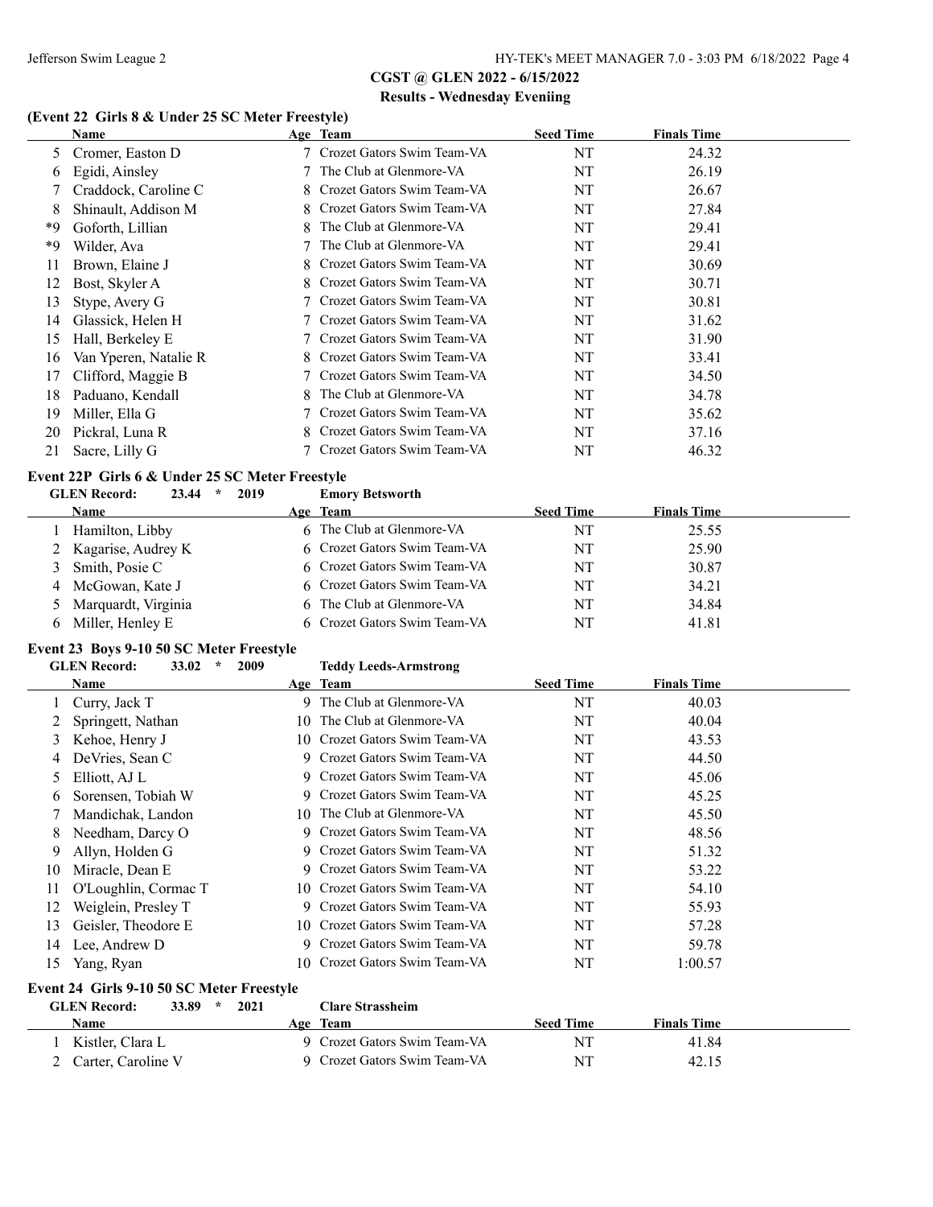# CGST @ GLEN 2022 - 6/15/2022

## Results - Wednesday Eveniing

### (Event 22 Girls 8 & Under 25 SC Meter Freestyle)

| | Name | Age | Team | Seed Time | Finals Time |
|---|---|---|---|---|---|
| 5 | Cromer, Easton D | 7 | Crozet Gators Swim Team-VA | NT | 24.32 |
| 6 | Egidi, Ainsley | 7 | The Club at Glenmore-VA | NT | 26.19 |
| 7 | Craddock, Caroline C | 8 | Crozet Gators Swim Team-VA | NT | 26.67 |
| 8 | Shinault, Addison M | 8 | Crozet Gators Swim Team-VA | NT | 27.84 |
| *9 | Goforth, Lillian | 8 | The Club at Glenmore-VA | NT | 29.41 |
| *9 | Wilder, Ava | 7 | The Club at Glenmore-VA | NT | 29.41 |
| 11 | Brown, Elaine J | 8 | Crozet Gators Swim Team-VA | NT | 30.69 |
| 12 | Bost, Skyler A | 8 | Crozet Gators Swim Team-VA | NT | 30.71 |
| 13 | Stype, Avery G | 7 | Crozet Gators Swim Team-VA | NT | 30.81 |
| 14 | Glassick, Helen H | 7 | Crozet Gators Swim Team-VA | NT | 31.62 |
| 15 | Hall, Berkeley E | 7 | Crozet Gators Swim Team-VA | NT | 31.90 |
| 16 | Van Yperen, Natalie R | 8 | Crozet Gators Swim Team-VA | NT | 33.41 |
| 17 | Clifford, Maggie B | 7 | Crozet Gators Swim Team-VA | NT | 34.50 |
| 18 | Paduano, Kendall | 8 | The Club at Glenmore-VA | NT | 34.78 |
| 19 | Miller, Ella G | 7 | Crozet Gators Swim Team-VA | NT | 35.62 |
| 20 | Pickral, Luna R | 8 | Crozet Gators Swim Team-VA | NT | 37.16 |
| 21 | Sacre, Lilly G | 7 | Crozet Gators Swim Team-VA | NT | 46.32 |

### Event 22P Girls 6 & Under 25 SC Meter Freestyle

GLEN Record: 23.44 * 2019 Emory Betsworth

| | Name | Age | Team | Seed Time | Finals Time |
|---|---|---|---|---|---|
| 1 | Hamilton, Libby | 6 | The Club at Glenmore-VA | NT | 25.55 |
| 2 | Kagarise, Audrey K | 6 | Crozet Gators Swim Team-VA | NT | 25.90 |
| 3 | Smith, Posie C | 6 | Crozet Gators Swim Team-VA | NT | 30.87 |
| 4 | McGowan, Kate J | 6 | Crozet Gators Swim Team-VA | NT | 34.21 |
| 5 | Marquardt, Virginia | 6 | The Club at Glenmore-VA | NT | 34.84 |
| 6 | Miller, Henley E | 6 | Crozet Gators Swim Team-VA | NT | 41.81 |

### Event 23 Boys 9-10 50 SC Meter Freestyle

GLEN Record: 33.02 * 2009 Teddy Leeds-Armstrong

| | Name | Age | Team | Seed Time | Finals Time |
|---|---|---|---|---|---|
| 1 | Curry, Jack T | 9 | The Club at Glenmore-VA | NT | 40.03 |
| 2 | Springett, Nathan | 10 | The Club at Glenmore-VA | NT | 40.04 |
| 3 | Kehoe, Henry J | 10 | Crozet Gators Swim Team-VA | NT | 43.53 |
| 4 | DeVries, Sean C | 9 | Crozet Gators Swim Team-VA | NT | 44.50 |
| 5 | Elliott, AJ L | 9 | Crozet Gators Swim Team-VA | NT | 45.06 |
| 6 | Sorensen, Tobiah W | 9 | Crozet Gators Swim Team-VA | NT | 45.25 |
| 7 | Mandichak, Landon | 10 | The Club at Glenmore-VA | NT | 45.50 |
| 8 | Needham, Darcy O | 9 | Crozet Gators Swim Team-VA | NT | 48.56 |
| 9 | Allyn, Holden G | 9 | Crozet Gators Swim Team-VA | NT | 51.32 |
| 10 | Miracle, Dean E | 9 | Crozet Gators Swim Team-VA | NT | 53.22 |
| 11 | O'Loughlin, Cormac T | 10 | Crozet Gators Swim Team-VA | NT | 54.10 |
| 12 | Weiglein, Presley T | 9 | Crozet Gators Swim Team-VA | NT | 55.93 |
| 13 | Geisler, Theodore E | 10 | Crozet Gators Swim Team-VA | NT | 57.28 |
| 14 | Lee, Andrew D | 9 | Crozet Gators Swim Team-VA | NT | 59.78 |
| 15 | Yang, Ryan | 10 | Crozet Gators Swim Team-VA | NT | 1:00.57 |

### Event 24 Girls 9-10 50 SC Meter Freestyle

GLEN Record: 33.89 * 2021 Clare Strassheim

| | Name | Age | Team | Seed Time | Finals Time |
|---|---|---|---|---|---|
| 1 | Kistler, Clara L | 9 | Crozet Gators Swim Team-VA | NT | 41.84 |
| 2 | Carter, Caroline V | 9 | Crozet Gators Swim Team-VA | NT | 42.15 |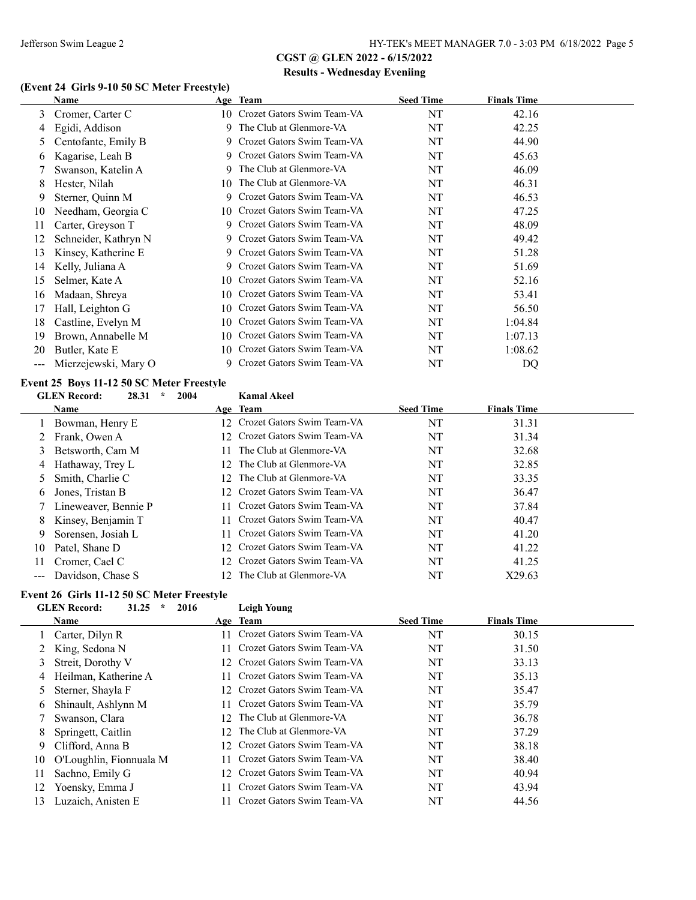## CGST @ GLEN 2022 - 6/15/2022

### Results - Wednesday Eveniing

#### (Event 24 Girls 9-10 50 SC Meter Freestyle)

| | Name | Age | Team | Seed Time | Finals Time |
|---|---|---|---|---|---|
| 3 | Cromer, Carter C | 10 | Crozet Gators Swim Team-VA | NT | 42.16 |
| 4 | Egidi, Addison | 9 | The Club at Glenmore-VA | NT | 42.25 |
| 5 | Centofante, Emily B | 9 | Crozet Gators Swim Team-VA | NT | 44.90 |
| 6 | Kagarise, Leah B | 9 | Crozet Gators Swim Team-VA | NT | 45.63 |
| 7 | Swanson, Katelin A | 9 | The Club at Glenmore-VA | NT | 46.09 |
| 8 | Hester, Nilah | 10 | The Club at Glenmore-VA | NT | 46.31 |
| 9 | Sterner, Quinn M | 9 | Crozet Gators Swim Team-VA | NT | 46.53 |
| 10 | Needham, Georgia C | 10 | Crozet Gators Swim Team-VA | NT | 47.25 |
| 11 | Carter, Greyson T | 9 | Crozet Gators Swim Team-VA | NT | 48.09 |
| 12 | Schneider, Kathryn N | 9 | Crozet Gators Swim Team-VA | NT | 49.42 |
| 13 | Kinsey, Katherine E | 9 | Crozet Gators Swim Team-VA | NT | 51.28 |
| 14 | Kelly, Juliana A | 9 | Crozet Gators Swim Team-VA | NT | 51.69 |
| 15 | Selmer, Kate A | 10 | Crozet Gators Swim Team-VA | NT | 52.16 |
| 16 | Madaan, Shreya | 10 | Crozet Gators Swim Team-VA | NT | 53.41 |
| 17 | Hall, Leighton G | 10 | Crozet Gators Swim Team-VA | NT | 56.50 |
| 18 | Castline, Evelyn M | 10 | Crozet Gators Swim Team-VA | NT | 1:04.84 |
| 19 | Brown, Annabelle M | 10 | Crozet Gators Swim Team-VA | NT | 1:07.13 |
| 20 | Butler, Kate E | 10 | Crozet Gators Swim Team-VA | NT | 1:08.62 |
| --- | Mierzejewski, Mary O | 9 | Crozet Gators Swim Team-VA | NT | DQ |

#### Event 25 Boys 11-12 50 SC Meter Freestyle

GLEN Record: 28.31 * 2004 Kamal Akeel

| | Name | Age | Team | Seed Time | Finals Time |
|---|---|---|---|---|---|
| 1 | Bowman, Henry E | 12 | Crozet Gators Swim Team-VA | NT | 31.31 |
| 2 | Frank, Owen A | 12 | Crozet Gators Swim Team-VA | NT | 31.34 |
| 3 | Betsworth, Cam M | 11 | The Club at Glenmore-VA | NT | 32.68 |
| 4 | Hathaway, Trey L | 12 | The Club at Glenmore-VA | NT | 32.85 |
| 5 | Smith, Charlie C | 12 | The Club at Glenmore-VA | NT | 33.35 |
| 6 | Jones, Tristan B | 12 | Crozet Gators Swim Team-VA | NT | 36.47 |
| 7 | Lineweaver, Bennie P | 11 | Crozet Gators Swim Team-VA | NT | 37.84 |
| 8 | Kinsey, Benjamin T | 11 | Crozet Gators Swim Team-VA | NT | 40.47 |
| 9 | Sorensen, Josiah L | 11 | Crozet Gators Swim Team-VA | NT | 41.20 |
| 10 | Patel, Shane D | 12 | Crozet Gators Swim Team-VA | NT | 41.22 |
| 11 | Cromer, Cael C | 12 | Crozet Gators Swim Team-VA | NT | 41.25 |
| --- | Davidson, Chase S | 12 | The Club at Glenmore-VA | NT | X29.63 |

#### Event 26 Girls 11-12 50 SC Meter Freestyle

GLEN Record: 31.25 * 2016 Leigh Young

| | Name | Age | Team | Seed Time | Finals Time |
|---|---|---|---|---|---|
| 1 | Carter, Dilyn R | 11 | Crozet Gators Swim Team-VA | NT | 30.15 |
| 2 | King, Sedona N | 11 | Crozet Gators Swim Team-VA | NT | 31.50 |
| 3 | Streit, Dorothy V | 12 | Crozet Gators Swim Team-VA | NT | 33.13 |
| 4 | Heilman, Katherine A | 11 | Crozet Gators Swim Team-VA | NT | 35.13 |
| 5 | Sterner, Shayla F | 12 | Crozet Gators Swim Team-VA | NT | 35.47 |
| 6 | Shinault, Ashlynn M | 11 | Crozet Gators Swim Team-VA | NT | 35.79 |
| 7 | Swanson, Clara | 12 | The Club at Glenmore-VA | NT | 36.78 |
| 8 | Springett, Caitlin | 12 | The Club at Glenmore-VA | NT | 37.29 |
| 9 | Clifford, Anna B | 12 | Crozet Gators Swim Team-VA | NT | 38.18 |
| 10 | O'Loughlin, Fionnuala M | 11 | Crozet Gators Swim Team-VA | NT | 38.40 |
| 11 | Sachno, Emily G | 12 | Crozet Gators Swim Team-VA | NT | 40.94 |
| 12 | Yoensky, Emma J | 11 | Crozet Gators Swim Team-VA | NT | 43.94 |
| 13 | Luzaich, Anisten E | 11 | Crozet Gators Swim Team-VA | NT | 44.56 |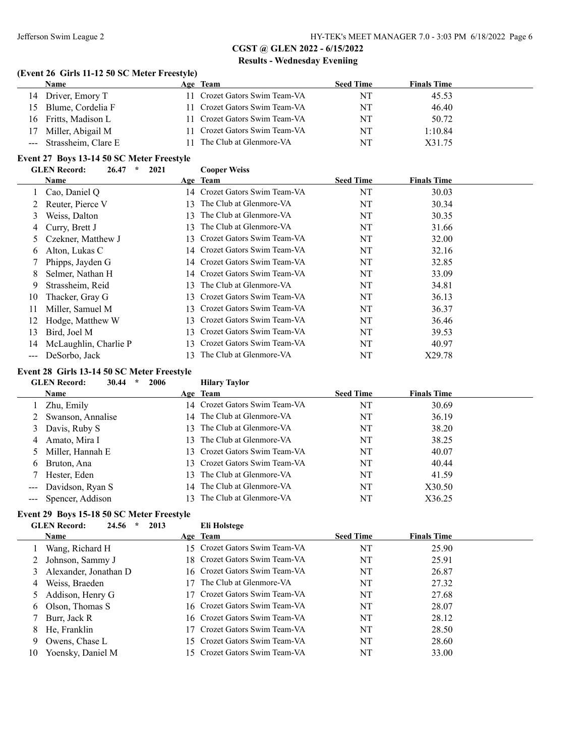## CGST @ GLEN 2022 - 6/15/2022

## Results - Wednesday Eveniing

### (Event 26 Girls 11-12 50 SC Meter Freestyle)

| | Name | Age | Team | Seed Time | Finals Time |
|---|---|---|---|---|---|
| 14 | Driver, Emory T | 11 | Crozet Gators Swim Team-VA | NT | 45.53 |
| 15 | Blume, Cordelia F | 11 | Crozet Gators Swim Team-VA | NT | 46.40 |
| 16 | Fritts, Madison L | 11 | Crozet Gators Swim Team-VA | NT | 50.72 |
| 17 | Miller, Abigail M | 11 | Crozet Gators Swim Team-VA | NT | 1:10.84 |
| --- | Strassheim, Clare E | 11 | The Club at Glenmore-VA | NT | X31.75 |

### Event 27 Boys 13-14 50 SC Meter Freestyle

GLEN Record: 26.47 * 2021 Cooper Weiss

| | Name | Age | Team | Seed Time | Finals Time |
|---|---|---|---|---|---|
| 1 | Cao, Daniel Q | 14 | Crozet Gators Swim Team-VA | NT | 30.03 |
| 2 | Reuter, Pierce V | 13 | The Club at Glenmore-VA | NT | 30.34 |
| 3 | Weiss, Dalton | 13 | The Club at Glenmore-VA | NT | 30.35 |
| 4 | Curry, Brett J | 13 | The Club at Glenmore-VA | NT | 31.66 |
| 5 | Czekner, Matthew J | 13 | Crozet Gators Swim Team-VA | NT | 32.00 |
| 6 | Alton, Lukas C | 14 | Crozet Gators Swim Team-VA | NT | 32.16 |
| 7 | Phipps, Jayden G | 14 | Crozet Gators Swim Team-VA | NT | 32.85 |
| 8 | Selmer, Nathan H | 14 | Crozet Gators Swim Team-VA | NT | 33.09 |
| 9 | Strassheim, Reid | 13 | The Club at Glenmore-VA | NT | 34.81 |
| 10 | Thacker, Gray G | 13 | Crozet Gators Swim Team-VA | NT | 36.13 |
| 11 | Miller, Samuel M | 13 | Crozet Gators Swim Team-VA | NT | 36.37 |
| 12 | Hodge, Matthew W | 13 | Crozet Gators Swim Team-VA | NT | 36.46 |
| 13 | Bird, Joel M | 13 | Crozet Gators Swim Team-VA | NT | 39.53 |
| 14 | McLaughlin, Charlie P | 13 | Crozet Gators Swim Team-VA | NT | 40.97 |
| --- | DeSorbo, Jack | 13 | The Club at Glenmore-VA | NT | X29.78 |

### Event 28 Girls 13-14 50 SC Meter Freestyle

GLEN Record: 30.44 * 2006 Hilary Taylor

| | Name | Age | Team | Seed Time | Finals Time |
|---|---|---|---|---|---|
| 1 | Zhu, Emily | 14 | Crozet Gators Swim Team-VA | NT | 30.69 |
| 2 | Swanson, Annalise | 14 | The Club at Glenmore-VA | NT | 36.19 |
| 3 | Davis, Ruby S | 13 | The Club at Glenmore-VA | NT | 38.20 |
| 4 | Amato, Mira I | 13 | The Club at Glenmore-VA | NT | 38.25 |
| 5 | Miller, Hannah E | 13 | Crozet Gators Swim Team-VA | NT | 40.07 |
| 6 | Bruton, Ana | 13 | Crozet Gators Swim Team-VA | NT | 40.44 |
| 7 | Hester, Eden | 13 | The Club at Glenmore-VA | NT | 41.59 |
| --- | Davidson, Ryan S | 14 | The Club at Glenmore-VA | NT | X30.50 |
| --- | Spencer, Addison | 13 | The Club at Glenmore-VA | NT | X36.25 |

### Event 29 Boys 15-18 50 SC Meter Freestyle

GLEN Record: 24.56 * 2013 Eli Holstege

| | Name | Age | Team | Seed Time | Finals Time |
|---|---|---|---|---|---|
| 1 | Wang, Richard H | 15 | Crozet Gators Swim Team-VA | NT | 25.90 |
| 2 | Johnson, Sammy J | 18 | Crozet Gators Swim Team-VA | NT | 25.91 |
| 3 | Alexander, Jonathan D | 16 | Crozet Gators Swim Team-VA | NT | 26.87 |
| 4 | Weiss, Braeden | 17 | The Club at Glenmore-VA | NT | 27.32 |
| 5 | Addison, Henry G | 17 | Crozet Gators Swim Team-VA | NT | 27.68 |
| 6 | Olson, Thomas S | 16 | Crozet Gators Swim Team-VA | NT | 28.07 |
| 7 | Burr, Jack R | 16 | Crozet Gators Swim Team-VA | NT | 28.12 |
| 8 | He, Franklin | 17 | Crozet Gators Swim Team-VA | NT | 28.50 |
| 9 | Owens, Chase L | 15 | Crozet Gators Swim Team-VA | NT | 28.60 |
| 10 | Yoensky, Daniel M | 15 | Crozet Gators Swim Team-VA | NT | 33.00 |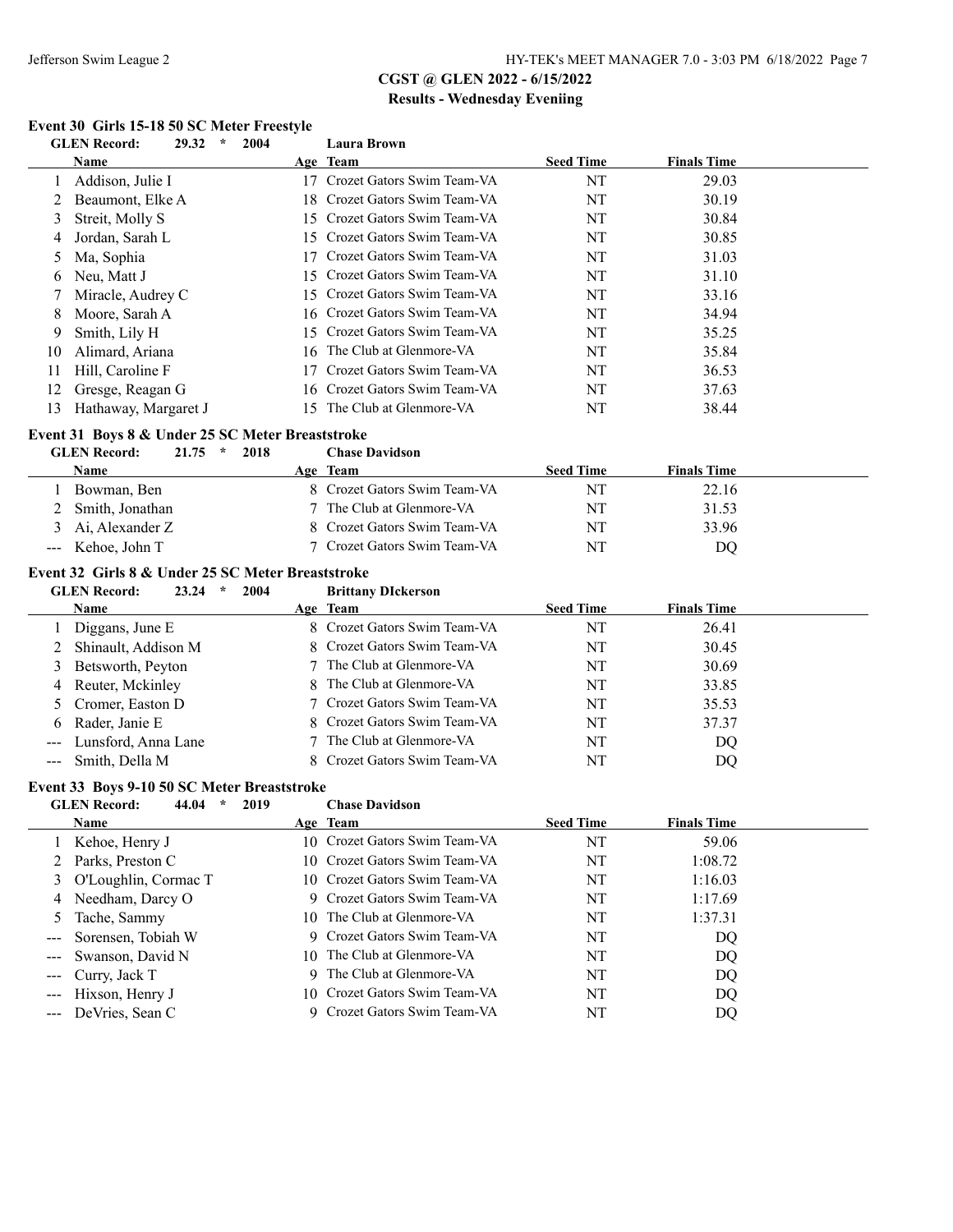## CGST @ GLEN 2022 - 6/15/2022

### Results - Wednesday Eveniing

#### Event 30 Girls 15-18 50 SC Meter Freestyle

**GLEN Record:** 29.32 * 2004 **Laura Brown**

| | Name | Age | Team | Seed Time | Finals Time |
|---|---|---|---|---|---|
| 1 | Addison, Julie I | 17 | Crozet Gators Swim Team-VA | NT | 29.03 |
| 2 | Beaumont, Elke A | 18 | Crozet Gators Swim Team-VA | NT | 30.19 |
| 3 | Streit, Molly S | 15 | Crozet Gators Swim Team-VA | NT | 30.84 |
| 4 | Jordan, Sarah L | 15 | Crozet Gators Swim Team-VA | NT | 30.85 |
| 5 | Ma, Sophia | 17 | Crozet Gators Swim Team-VA | NT | 31.03 |
| 6 | Neu, Matt J | 15 | Crozet Gators Swim Team-VA | NT | 31.10 |
| 7 | Miracle, Audrey C | 15 | Crozet Gators Swim Team-VA | NT | 33.16 |
| 8 | Moore, Sarah A | 16 | Crozet Gators Swim Team-VA | NT | 34.94 |
| 9 | Smith, Lily H | 15 | Crozet Gators Swim Team-VA | NT | 35.25 |
| 10 | Alimard, Ariana | 16 | The Club at Glenmore-VA | NT | 35.84 |
| 11 | Hill, Caroline F | 17 | Crozet Gators Swim Team-VA | NT | 36.53 |
| 12 | Gresge, Reagan G | 16 | Crozet Gators Swim Team-VA | NT | 37.63 |
| 13 | Hathaway, Margaret J | 15 | The Club at Glenmore-VA | NT | 38.44 |

#### Event 31 Boys 8 & Under 25 SC Meter Breaststroke

**GLEN Record:** 21.75 * 2018 **Chase Davidson**

| | Name | Age | Team | Seed Time | Finals Time |
|---|---|---|---|---|---|
| 1 | Bowman, Ben | 8 | Crozet Gators Swim Team-VA | NT | 22.16 |
| 2 | Smith, Jonathan | 7 | The Club at Glenmore-VA | NT | 31.53 |
| 3 | Ai, Alexander Z | 8 | Crozet Gators Swim Team-VA | NT | 33.96 |
| --- | Kehoe, John T | 7 | Crozet Gators Swim Team-VA | NT | DQ |

#### Event 32 Girls 8 & Under 25 SC Meter Breaststroke

**GLEN Record:** 23.24 * 2004 **Brittany DIckerson**

| | Name | Age | Team | Seed Time | Finals Time |
|---|---|---|---|---|---|
| 1 | Diggans, June E | 8 | Crozet Gators Swim Team-VA | NT | 26.41 |
| 2 | Shinault, Addison M | 8 | Crozet Gators Swim Team-VA | NT | 30.45 |
| 3 | Betsworth, Peyton | 7 | The Club at Glenmore-VA | NT | 30.69 |
| 4 | Reuter, Mckinley | 8 | The Club at Glenmore-VA | NT | 33.85 |
| 5 | Cromer, Easton D | 7 | Crozet Gators Swim Team-VA | NT | 35.53 |
| 6 | Rader, Janie E | 8 | Crozet Gators Swim Team-VA | NT | 37.37 |
| --- | Lunsford, Anna Lane | 7 | The Club at Glenmore-VA | NT | DQ |
| --- | Smith, Della M | 8 | Crozet Gators Swim Team-VA | NT | DQ |

#### Event 33 Boys 9-10 50 SC Meter Breaststroke

**GLEN Record:** 44.04 * 2019 **Chase Davidson**

| | Name | Age | Team | Seed Time | Finals Time |
|---|---|---|---|---|---|
| 1 | Kehoe, Henry J | 10 | Crozet Gators Swim Team-VA | NT | 59.06 |
| 2 | Parks, Preston C | 10 | Crozet Gators Swim Team-VA | NT | 1:08.72 |
| 3 | O'Loughlin, Cormac T | 10 | Crozet Gators Swim Team-VA | NT | 1:16.03 |
| 4 | Needham, Darcy O | 9 | Crozet Gators Swim Team-VA | NT | 1:17.69 |
| 5 | Tache, Sammy | 10 | The Club at Glenmore-VA | NT | 1:37.31 |
| --- | Sorensen, Tobiah W | 9 | Crozet Gators Swim Team-VA | NT | DQ |
| --- | Swanson, David N | 10 | The Club at Glenmore-VA | NT | DQ |
| --- | Curry, Jack T | 9 | The Club at Glenmore-VA | NT | DQ |
| --- | Hixson, Henry J | 10 | Crozet Gators Swim Team-VA | NT | DQ |
| --- | DeVries, Sean C | 9 | Crozet Gators Swim Team-VA | NT | DQ |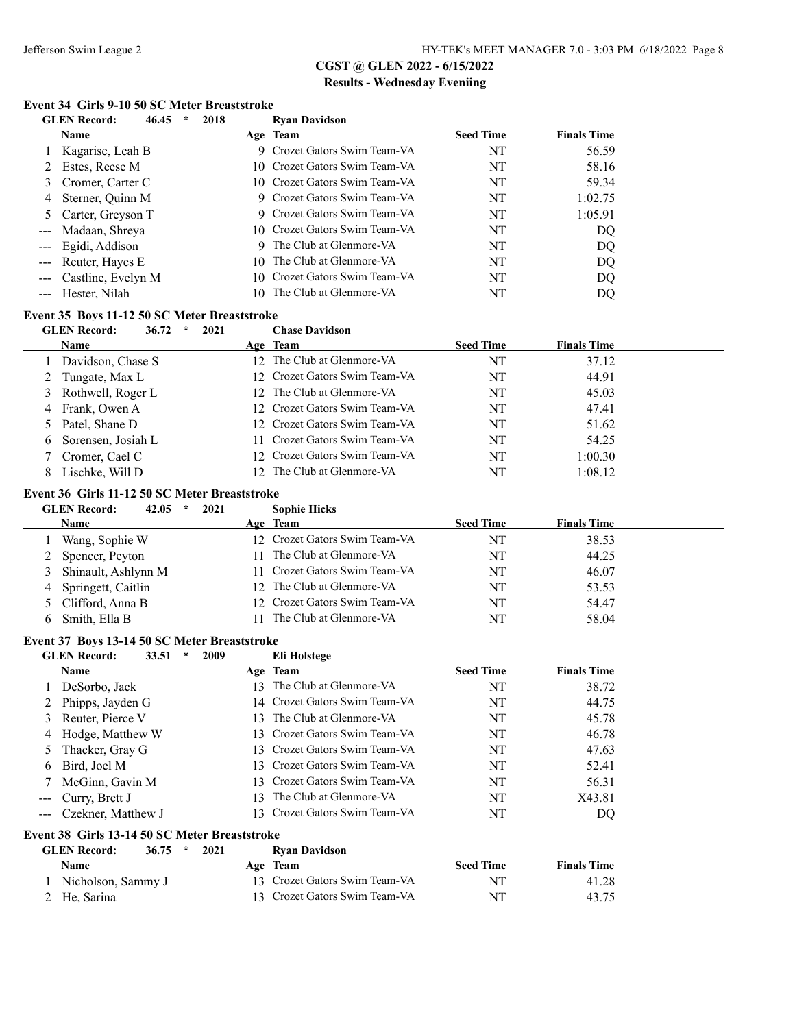## CGST @ GLEN 2022 - 6/15/2022

## Results - Wednesday Eveniing

### Event 34 Girls 9-10 50 SC Meter Breaststroke

GLEN Record: 46.45 * 2018 Ryan Davidson

| | Name | Age | Team | Seed Time | Finals Time |
|---|---|---|---|---|---|
| 1 | Kagarise, Leah B | 9 | Crozet Gators Swim Team-VA | NT | 56.59 |
| 2 | Estes, Reese M | 10 | Crozet Gators Swim Team-VA | NT | 58.16 |
| 3 | Cromer, Carter C | 10 | Crozet Gators Swim Team-VA | NT | 59.34 |
| 4 | Sterner, Quinn M | 9 | Crozet Gators Swim Team-VA | NT | 1:02.75 |
| 5 | Carter, Greyson T | 9 | Crozet Gators Swim Team-VA | NT | 1:05.91 |
| --- | Madaan, Shreya | 10 | Crozet Gators Swim Team-VA | NT | DQ |
| --- | Egidi, Addison | 9 | The Club at Glenmore-VA | NT | DQ |
| --- | Reuter, Hayes E | 10 | The Club at Glenmore-VA | NT | DQ |
| --- | Castline, Evelyn M | 10 | Crozet Gators Swim Team-VA | NT | DQ |
| --- | Hester, Nilah | 10 | The Club at Glenmore-VA | NT | DQ |

### Event 35 Boys 11-12 50 SC Meter Breaststroke

GLEN Record: 36.72 * 2021 Chase Davidson

| | Name | Age | Team | Seed Time | Finals Time |
|---|---|---|---|---|---|
| 1 | Davidson, Chase S | 12 | The Club at Glenmore-VA | NT | 37.12 |
| 2 | Tungate, Max L | 12 | Crozet Gators Swim Team-VA | NT | 44.91 |
| 3 | Rothwell, Roger L | 12 | The Club at Glenmore-VA | NT | 45.03 |
| 4 | Frank, Owen A | 12 | Crozet Gators Swim Team-VA | NT | 47.41 |
| 5 | Patel, Shane D | 12 | Crozet Gators Swim Team-VA | NT | 51.62 |
| 6 | Sorensen, Josiah L | 11 | Crozet Gators Swim Team-VA | NT | 54.25 |
| 7 | Cromer, Cael C | 12 | Crozet Gators Swim Team-VA | NT | 1:00.30 |
| 8 | Lischke, Will D | 12 | The Club at Glenmore-VA | NT | 1:08.12 |

### Event 36 Girls 11-12 50 SC Meter Breaststroke

GLEN Record: 42.05 * 2021 Sophie Hicks

| | Name | Age | Team | Seed Time | Finals Time |
|---|---|---|---|---|---|
| 1 | Wang, Sophie W | 12 | Crozet Gators Swim Team-VA | NT | 38.53 |
| 2 | Spencer, Peyton | 11 | The Club at Glenmore-VA | NT | 44.25 |
| 3 | Shinault, Ashlynn M | 11 | Crozet Gators Swim Team-VA | NT | 46.07 |
| 4 | Springett, Caitlin | 12 | The Club at Glenmore-VA | NT | 53.53 |
| 5 | Clifford, Anna B | 12 | Crozet Gators Swim Team-VA | NT | 54.47 |
| 6 | Smith, Ella B | 11 | The Club at Glenmore-VA | NT | 58.04 |

### Event 37 Boys 13-14 50 SC Meter Breaststroke

GLEN Record: 33.51 * 2009 Eli Holstege

| | Name | Age | Team | Seed Time | Finals Time |
|---|---|---|---|---|---|
| 1 | DeSorbo, Jack | 13 | The Club at Glenmore-VA | NT | 38.72 |
| 2 | Phipps, Jayden G | 14 | Crozet Gators Swim Team-VA | NT | 44.75 |
| 3 | Reuter, Pierce V | 13 | The Club at Glenmore-VA | NT | 45.78 |
| 4 | Hodge, Matthew W | 13 | Crozet Gators Swim Team-VA | NT | 46.78 |
| 5 | Thacker, Gray G | 13 | Crozet Gators Swim Team-VA | NT | 47.63 |
| 6 | Bird, Joel M | 13 | Crozet Gators Swim Team-VA | NT | 52.41 |
| 7 | McGinn, Gavin M | 13 | Crozet Gators Swim Team-VA | NT | 56.31 |
| --- | Curry, Brett J | 13 | The Club at Glenmore-VA | NT | X43.81 |
| --- | Czekner, Matthew J | 13 | Crozet Gators Swim Team-VA | NT | DQ |

### Event 38 Girls 13-14 50 SC Meter Breaststroke

GLEN Record: 36.75 * 2021 Ryan Davidson

| | Name | Age | Team | Seed Time | Finals Time |
|---|---|---|---|---|---|
| 1 | Nicholson, Sammy J | 13 | Crozet Gators Swim Team-VA | NT | 41.28 |
| 2 | He, Sarina | 13 | Crozet Gators Swim Team-VA | NT | 43.75 |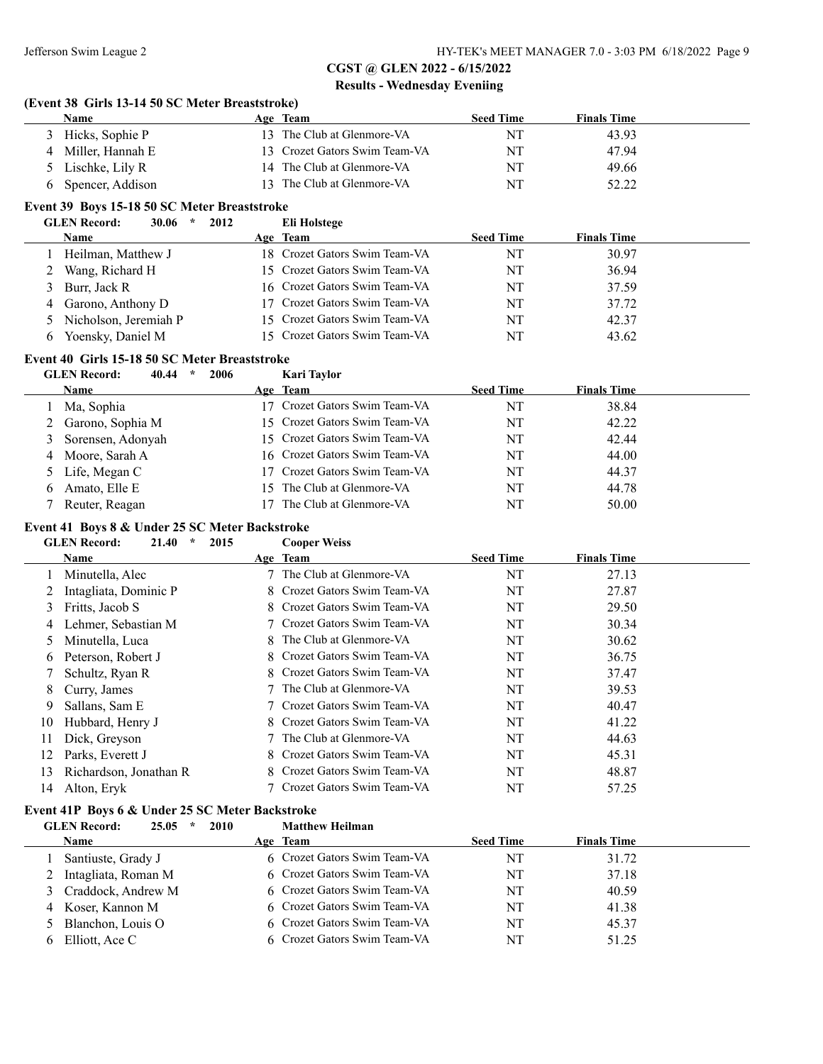## CGST @ GLEN 2022 - 6/15/2022

### Results - Wednesday Eveniing

**(Event 38 Girls 13-14 50 SC Meter Breaststroke)**

| | Name | Age | Team | Seed Time | Finals Time |
|---|---|---|---|---|---|
| 3 | Hicks, Sophie P | 13 | The Club at Glenmore-VA | NT | 43.93 |
| 4 | Miller, Hannah E | 13 | Crozet Gators Swim Team-VA | NT | 47.94 |
| 5 | Lischke, Lily R | 14 | The Club at Glenmore-VA | NT | 49.66 |
| 6 | Spencer, Addison | 13 | The Club at Glenmore-VA | NT | 52.22 |

**Event 39 Boys 15-18 50 SC Meter Breaststroke**

GLEN Record: 30.06 * 2012 Eli Holstege

| | Name | Age | Team | Seed Time | Finals Time |
|---|---|---|---|---|---|
| 1 | Heilman, Matthew J | 18 | Crozet Gators Swim Team-VA | NT | 30.97 |
| 2 | Wang, Richard H | 15 | Crozet Gators Swim Team-VA | NT | 36.94 |
| 3 | Burr, Jack R | 16 | Crozet Gators Swim Team-VA | NT | 37.59 |
| 4 | Garono, Anthony D | 17 | Crozet Gators Swim Team-VA | NT | 37.72 |
| 5 | Nicholson, Jeremiah P | 15 | Crozet Gators Swim Team-VA | NT | 42.37 |
| 6 | Yoensky, Daniel M | 15 | Crozet Gators Swim Team-VA | NT | 43.62 |

**Event 40 Girls 15-18 50 SC Meter Breaststroke**

GLEN Record: 40.44 * 2006 Kari Taylor

| | Name | Age | Team | Seed Time | Finals Time |
|---|---|---|---|---|---|
| 1 | Ma, Sophia | 17 | Crozet Gators Swim Team-VA | NT | 38.84 |
| 2 | Garono, Sophia M | 15 | Crozet Gators Swim Team-VA | NT | 42.22 |
| 3 | Sorensen, Adonyah | 15 | Crozet Gators Swim Team-VA | NT | 42.44 |
| 4 | Moore, Sarah A | 16 | Crozet Gators Swim Team-VA | NT | 44.00 |
| 5 | Life, Megan C | 17 | Crozet Gators Swim Team-VA | NT | 44.37 |
| 6 | Amato, Elle E | 15 | The Club at Glenmore-VA | NT | 44.78 |
| 7 | Reuter, Reagan | 17 | The Club at Glenmore-VA | NT | 50.00 |

**Event 41 Boys 8 & Under 25 SC Meter Backstroke**

GLEN Record: 21.40 * 2015 Cooper Weiss

| | Name | Age | Team | Seed Time | Finals Time |
|---|---|---|---|---|---|
| 1 | Minutella, Alec | 7 | The Club at Glenmore-VA | NT | 27.13 |
| 2 | Intagliata, Dominic P | 8 | Crozet Gators Swim Team-VA | NT | 27.87 |
| 3 | Fritts, Jacob S | 8 | Crozet Gators Swim Team-VA | NT | 29.50 |
| 4 | Lehmer, Sebastian M | 7 | Crozet Gators Swim Team-VA | NT | 30.34 |
| 5 | Minutella, Luca | 8 | The Club at Glenmore-VA | NT | 30.62 |
| 6 | Peterson, Robert J | 8 | Crozet Gators Swim Team-VA | NT | 36.75 |
| 7 | Schultz, Ryan R | 8 | Crozet Gators Swim Team-VA | NT | 37.47 |
| 8 | Curry, James | 7 | The Club at Glenmore-VA | NT | 39.53 |
| 9 | Sallans, Sam E | 7 | Crozet Gators Swim Team-VA | NT | 40.47 |
| 10 | Hubbard, Henry J | 8 | Crozet Gators Swim Team-VA | NT | 41.22 |
| 11 | Dick, Greyson | 7 | The Club at Glenmore-VA | NT | 44.63 |
| 12 | Parks, Everett J | 8 | Crozet Gators Swim Team-VA | NT | 45.31 |
| 13 | Richardson, Jonathan R | 8 | Crozet Gators Swim Team-VA | NT | 48.87 |
| 14 | Alton, Eryk | 7 | Crozet Gators Swim Team-VA | NT | 57.25 |

**Event 41P Boys 6 & Under 25 SC Meter Backstroke**

GLEN Record: 25.05 * 2010 Matthew Heilman

| | Name | Age | Team | Seed Time | Finals Time |
|---|---|---|---|---|---|
| 1 | Santiuste, Grady J | 6 | Crozet Gators Swim Team-VA | NT | 31.72 |
| 2 | Intagliata, Roman M | 6 | Crozet Gators Swim Team-VA | NT | 37.18 |
| 3 | Craddock, Andrew M | 6 | Crozet Gators Swim Team-VA | NT | 40.59 |
| 4 | Koser, Kannon M | 6 | Crozet Gators Swim Team-VA | NT | 41.38 |
| 5 | Blanchon, Louis O | 6 | Crozet Gators Swim Team-VA | NT | 45.37 |
| 6 | Elliott, Ace C | 6 | Crozet Gators Swim Team-VA | NT | 51.25 |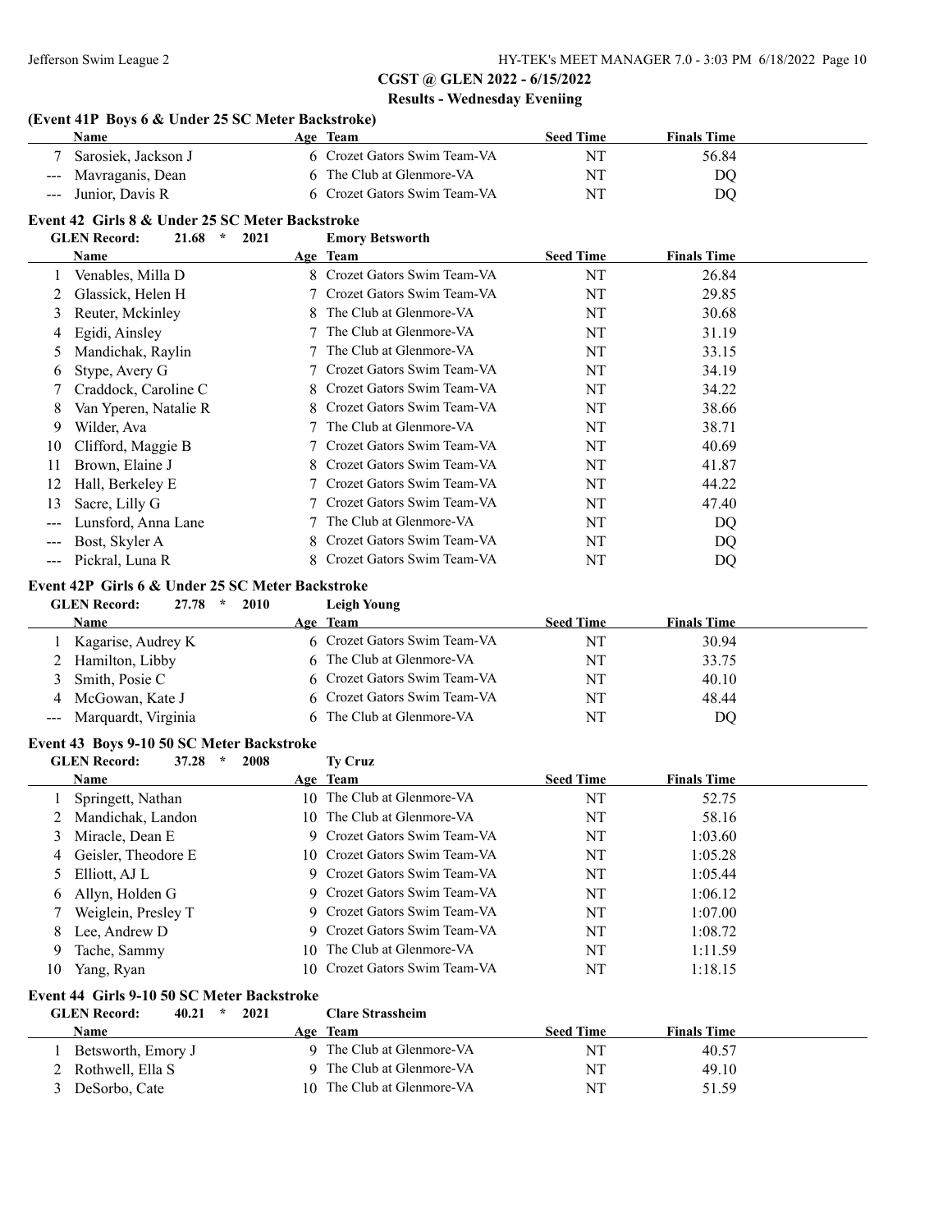## CGST @ GLEN 2022 - 6/15/2022

### Results - Wednesday Eveniing

#### (Event 41P Boys 6 & Under 25 SC Meter Backstroke)

| | Name | Age | Team | Seed Time | Finals Time |
|---|---|---|---|---|---|
| 7 | Sarosiek, Jackson J | 6 | Crozet Gators Swim Team-VA | NT | 56.84 |
| --- | Mavraganis, Dean | 6 | The Club at Glenmore-VA | NT | DQ |
| --- | Junior, Davis R | 6 | Crozet Gators Swim Team-VA | NT | DQ |

#### Event 42 Girls 8 & Under 25 SC Meter Backstroke

GLEN Record: 21.68 * 2021 Emory Betsworth

| | Name | Age | Team | Seed Time | Finals Time |
|---|---|---|---|---|---|
| 1 | Venables, Milla D | 8 | Crozet Gators Swim Team-VA | NT | 26.84 |
| 2 | Glassick, Helen H | 7 | Crozet Gators Swim Team-VA | NT | 29.85 |
| 3 | Reuter, Mckinley | 8 | The Club at Glenmore-VA | NT | 30.68 |
| 4 | Egidi, Ainsley | 7 | The Club at Glenmore-VA | NT | 31.19 |
| 5 | Mandichak, Raylin | 7 | The Club at Glenmore-VA | NT | 33.15 |
| 6 | Stype, Avery G | 7 | Crozet Gators Swim Team-VA | NT | 34.19 |
| 7 | Craddock, Caroline C | 8 | Crozet Gators Swim Team-VA | NT | 34.22 |
| 8 | Van Yperen, Natalie R | 8 | Crozet Gators Swim Team-VA | NT | 38.66 |
| 9 | Wilder, Ava | 7 | The Club at Glenmore-VA | NT | 38.71 |
| 10 | Clifford, Maggie B | 7 | Crozet Gators Swim Team-VA | NT | 40.69 |
| 11 | Brown, Elaine J | 8 | Crozet Gators Swim Team-VA | NT | 41.87 |
| 12 | Hall, Berkeley E | 7 | Crozet Gators Swim Team-VA | NT | 44.22 |
| 13 | Sacre, Lilly G | 7 | Crozet Gators Swim Team-VA | NT | 47.40 |
| --- | Lunsford, Anna Lane | 7 | The Club at Glenmore-VA | NT | DQ |
| --- | Bost, Skyler A | 8 | Crozet Gators Swim Team-VA | NT | DQ |
| --- | Pickral, Luna R | 8 | Crozet Gators Swim Team-VA | NT | DQ |

#### Event 42P Girls 6 & Under 25 SC Meter Backstroke

GLEN Record: 27.78 * 2010 Leigh Young

| | Name | Age | Team | Seed Time | Finals Time |
|---|---|---|---|---|---|
| 1 | Kagarise, Audrey K | 6 | Crozet Gators Swim Team-VA | NT | 30.94 |
| 2 | Hamilton, Libby | 6 | The Club at Glenmore-VA | NT | 33.75 |
| 3 | Smith, Posie C | 6 | Crozet Gators Swim Team-VA | NT | 40.10 |
| 4 | McGowan, Kate J | 6 | Crozet Gators Swim Team-VA | NT | 48.44 |
| --- | Marquardt, Virginia | 6 | The Club at Glenmore-VA | NT | DQ |

#### Event 43 Boys 9-10 50 SC Meter Backstroke

GLEN Record: 37.28 * 2008 Ty Cruz

| | Name | Age | Team | Seed Time | Finals Time |
|---|---|---|---|---|---|
| 1 | Springett, Nathan | 10 | The Club at Glenmore-VA | NT | 52.75 |
| 2 | Mandichak, Landon | 10 | The Club at Glenmore-VA | NT | 58.16 |
| 3 | Miracle, Dean E | 9 | Crozet Gators Swim Team-VA | NT | 1:03.60 |
| 4 | Geisler, Theodore E | 10 | Crozet Gators Swim Team-VA | NT | 1:05.28 |
| 5 | Elliott, AJ L | 9 | Crozet Gators Swim Team-VA | NT | 1:05.44 |
| 6 | Allyn, Holden G | 9 | Crozet Gators Swim Team-VA | NT | 1:06.12 |
| 7 | Weiglein, Presley T | 9 | Crozet Gators Swim Team-VA | NT | 1:07.00 |
| 8 | Lee, Andrew D | 9 | Crozet Gators Swim Team-VA | NT | 1:08.72 |
| 9 | Tache, Sammy | 10 | The Club at Glenmore-VA | NT | 1:11.59 |
| 10 | Yang, Ryan | 10 | Crozet Gators Swim Team-VA | NT | 1:18.15 |

#### Event 44 Girls 9-10 50 SC Meter Backstroke

GLEN Record: 40.21 * 2021 Clare Strassheim

| | Name | Age | Team | Seed Time | Finals Time |
|---|---|---|---|---|---|
| 1 | Betsworth, Emory J | 9 | The Club at Glenmore-VA | NT | 40.57 |
| 2 | Rothwell, Ella S | 9 | The Club at Glenmore-VA | NT | 49.10 |
| 3 | DeSorbo, Cate | 10 | The Club at Glenmore-VA | NT | 51.59 |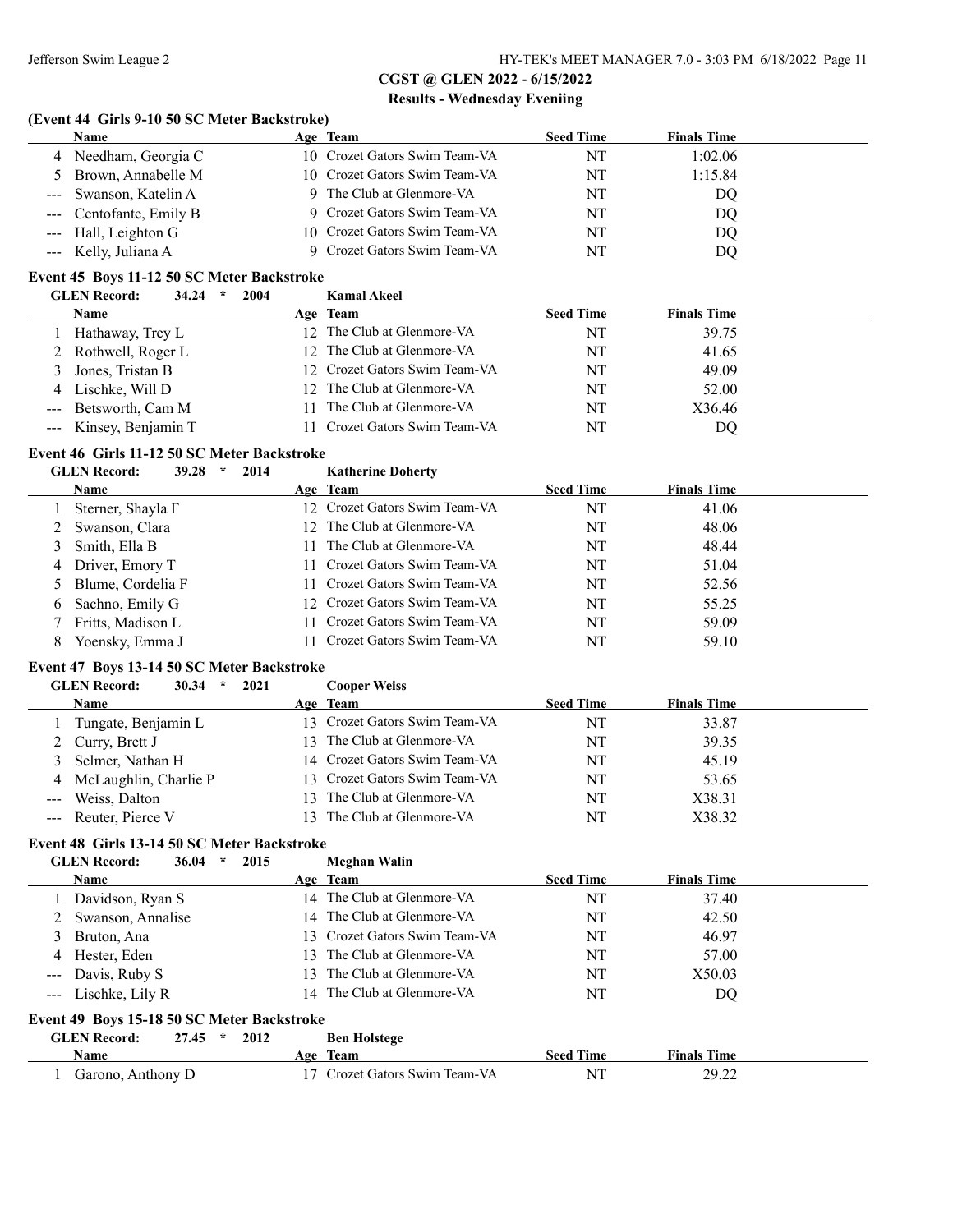## CGST @ GLEN 2022 - 6/15/2022

### Results - Wednesday Eveniing

### (Event 44 Girls 9-10 50 SC Meter Backstroke)

| | Name | Age | Team | Seed Time | Finals Time |
|---|---|---|---|---|---|
| 4 | Needham, Georgia C | 10 | Crozet Gators Swim Team-VA | NT | 1:02.06 |
| 5 | Brown, Annabelle M | 10 | Crozet Gators Swim Team-VA | NT | 1:15.84 |
| --- | Swanson, Katelin A | 9 | The Club at Glenmore-VA | NT | DQ |
| --- | Centofante, Emily B | 9 | Crozet Gators Swim Team-VA | NT | DQ |
| --- | Hall, Leighton G | 10 | Crozet Gators Swim Team-VA | NT | DQ |
| --- | Kelly, Juliana A | 9 | Crozet Gators Swim Team-VA | NT | DQ |

### Event 45 Boys 11-12 50 SC Meter Backstroke

GLEN Record: 34.24 * 2004 Kamal Akeel

| | Name | Age | Team | Seed Time | Finals Time |
|---|---|---|---|---|---|
| 1 | Hathaway, Trey L | 12 | The Club at Glenmore-VA | NT | 39.75 |
| 2 | Rothwell, Roger L | 12 | The Club at Glenmore-VA | NT | 41.65 |
| 3 | Jones, Tristan B | 12 | Crozet Gators Swim Team-VA | NT | 49.09 |
| 4 | Lischke, Will D | 12 | The Club at Glenmore-VA | NT | 52.00 |
| --- | Betsworth, Cam M | 11 | The Club at Glenmore-VA | NT | X36.46 |
| --- | Kinsey, Benjamin T | 11 | Crozet Gators Swim Team-VA | NT | DQ |

### Event 46 Girls 11-12 50 SC Meter Backstroke

GLEN Record: 39.28 * 2014 Katherine Doherty

| | Name | Age | Team | Seed Time | Finals Time |
|---|---|---|---|---|---|
| 1 | Sterner, Shayla F | 12 | Crozet Gators Swim Team-VA | NT | 41.06 |
| 2 | Swanson, Clara | 12 | The Club at Glenmore-VA | NT | 48.06 |
| 3 | Smith, Ella B | 11 | The Club at Glenmore-VA | NT | 48.44 |
| 4 | Driver, Emory T | 11 | Crozet Gators Swim Team-VA | NT | 51.04 |
| 5 | Blume, Cordelia F | 11 | Crozet Gators Swim Team-VA | NT | 52.56 |
| 6 | Sachno, Emily G | 12 | Crozet Gators Swim Team-VA | NT | 55.25 |
| 7 | Fritts, Madison L | 11 | Crozet Gators Swim Team-VA | NT | 59.09 |
| 8 | Yoensky, Emma J | 11 | Crozet Gators Swim Team-VA | NT | 59.10 |

### Event 47 Boys 13-14 50 SC Meter Backstroke

GLEN Record: 30.34 * 2021 Cooper Weiss

| | Name | Age | Team | Seed Time | Finals Time |
|---|---|---|---|---|---|
| 1 | Tungate, Benjamin L | 13 | Crozet Gators Swim Team-VA | NT | 33.87 |
| 2 | Curry, Brett J | 13 | The Club at Glenmore-VA | NT | 39.35 |
| 3 | Selmer, Nathan H | 14 | Crozet Gators Swim Team-VA | NT | 45.19 |
| 4 | McLaughlin, Charlie P | 13 | Crozet Gators Swim Team-VA | NT | 53.65 |
| --- | Weiss, Dalton | 13 | The Club at Glenmore-VA | NT | X38.31 |
| --- | Reuter, Pierce V | 13 | The Club at Glenmore-VA | NT | X38.32 |

### Event 48 Girls 13-14 50 SC Meter Backstroke

GLEN Record: 36.04 * 2015 Meghan Walin

| | Name | Age | Team | Seed Time | Finals Time |
|---|---|---|---|---|---|
| 1 | Davidson, Ryan S | 14 | The Club at Glenmore-VA | NT | 37.40 |
| 2 | Swanson, Annalise | 14 | The Club at Glenmore-VA | NT | 42.50 |
| 3 | Bruton, Ana | 13 | Crozet Gators Swim Team-VA | NT | 46.97 |
| 4 | Hester, Eden | 13 | The Club at Glenmore-VA | NT | 57.00 |
| --- | Davis, Ruby S | 13 | The Club at Glenmore-VA | NT | X50.03 |
| --- | Lischke, Lily R | 14 | The Club at Glenmore-VA | NT | DQ |

### Event 49 Boys 15-18 50 SC Meter Backstroke

GLEN Record: 27.45 * 2012 Ben Holstege

| | Name | Age | Team | Seed Time | Finals Time |
|---|---|---|---|---|---|
| 1 | Garono, Anthony D | 17 | Crozet Gators Swim Team-VA | NT | 29.22 |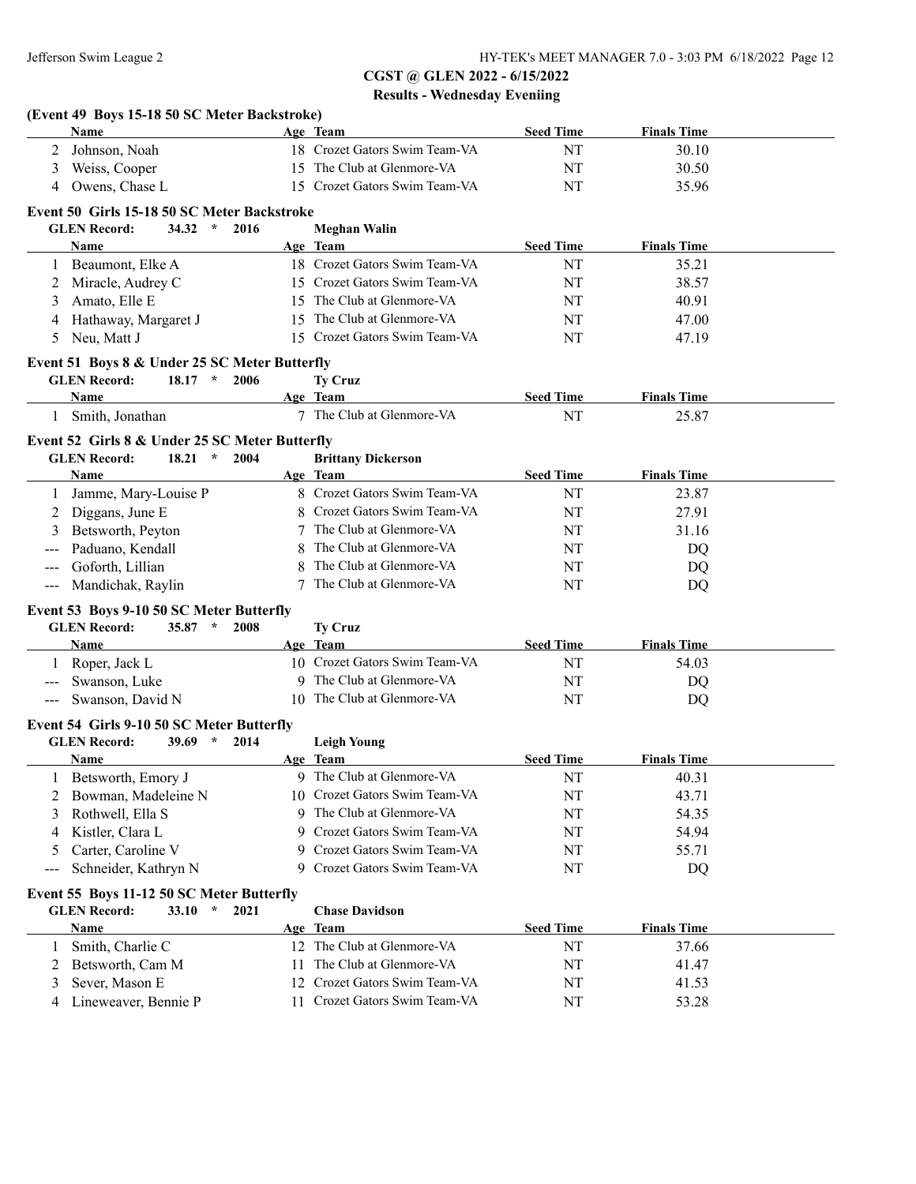CGST @ GLEN 2022 - 6/15/2022

Results - Wednesday Eveniing

### (Event 49 Boys 15-18 50 SC Meter Backstroke)

| | Name | Age | Team | Seed Time | Finals Time |
|---|---|---|---|---|---|
| 2 | Johnson, Noah | 18 | Crozet Gators Swim Team-VA | NT | 30.10 |
| 3 | Weiss, Cooper | 15 | The Club at Glenmore-VA | NT | 30.50 |
| 4 | Owens, Chase L | 15 | Crozet Gators Swim Team-VA | NT | 35.96 |

### Event 50 Girls 15-18 50 SC Meter Backstroke

**GLEN Record:** 34.32 * 2016 **Meghan Walin**

| | Name | Age | Team | Seed Time | Finals Time |
|---|---|---|---|---|---|
| 1 | Beaumont, Elke A | 18 | Crozet Gators Swim Team-VA | NT | 35.21 |
| 2 | Miracle, Audrey C | 15 | Crozet Gators Swim Team-VA | NT | 38.57 |
| 3 | Amato, Elle E | 15 | The Club at Glenmore-VA | NT | 40.91 |
| 4 | Hathaway, Margaret J | 15 | The Club at Glenmore-VA | NT | 47.00 |
| 5 | Neu, Matt J | 15 | Crozet Gators Swim Team-VA | NT | 47.19 |

### Event 51 Boys 8 & Under 25 SC Meter Butterfly

**GLEN Record:** 18.17 * 2006 **Ty Cruz**

| | Name | Age | Team | Seed Time | Finals Time |
|---|---|---|---|---|---|
| 1 | Smith, Jonathan | 7 | The Club at Glenmore-VA | NT | 25.87 |

### Event 52 Girls 8 & Under 25 SC Meter Butterfly

**GLEN Record:** 18.21 * 2004 **Brittany Dickerson**

| | Name | Age | Team | Seed Time | Finals Time |
|---|---|---|---|---|---|
| 1 | Jamme, Mary-Louise P | 8 | Crozet Gators Swim Team-VA | NT | 23.87 |
| 2 | Diggans, June E | 8 | Crozet Gators Swim Team-VA | NT | 27.91 |
| 3 | Betsworth, Peyton | 7 | The Club at Glenmore-VA | NT | 31.16 |
| --- | Paduano, Kendall | 8 | The Club at Glenmore-VA | NT | DQ |
| --- | Goforth, Lillian | 8 | The Club at Glenmore-VA | NT | DQ |
| --- | Mandichak, Raylin | 7 | The Club at Glenmore-VA | NT | DQ |

### Event 53 Boys 9-10 50 SC Meter Butterfly

**GLEN Record:** 35.87 * 2008 **Ty Cruz**

| | Name | Age | Team | Seed Time | Finals Time |
|---|---|---|---|---|---|
| 1 | Roper, Jack L | 10 | Crozet Gators Swim Team-VA | NT | 54.03 |
| --- | Swanson, Luke | 9 | The Club at Glenmore-VA | NT | DQ |
| --- | Swanson, David N | 10 | The Club at Glenmore-VA | NT | DQ |

### Event 54 Girls 9-10 50 SC Meter Butterfly

**GLEN Record:** 39.69 * 2014 **Leigh Young**

| | Name | Age | Team | Seed Time | Finals Time |
|---|---|---|---|---|---|
| 1 | Betsworth, Emory J | 9 | The Club at Glenmore-VA | NT | 40.31 |
| 2 | Bowman, Madeleine N | 10 | Crozet Gators Swim Team-VA | NT | 43.71 |
| 3 | Rothwell, Ella S | 9 | The Club at Glenmore-VA | NT | 54.35 |
| 4 | Kistler, Clara L | 9 | Crozet Gators Swim Team-VA | NT | 54.94 |
| 5 | Carter, Caroline V | 9 | Crozet Gators Swim Team-VA | NT | 55.71 |
| --- | Schneider, Kathryn N | 9 | Crozet Gators Swim Team-VA | NT | DQ |

### Event 55 Boys 11-12 50 SC Meter Butterfly

**GLEN Record:** 33.10 * 2021 **Chase Davidson**

| | Name | Age | Team | Seed Time | Finals Time |
|---|---|---|---|---|---|
| 1 | Smith, Charlie C | 12 | The Club at Glenmore-VA | NT | 37.66 |
| 2 | Betsworth, Cam M | 11 | The Club at Glenmore-VA | NT | 41.47 |
| 3 | Sever, Mason E | 12 | Crozet Gators Swim Team-VA | NT | 41.53 |
| 4 | Lineweaver, Bennie P | 11 | Crozet Gators Swim Team-VA | NT | 53.28 |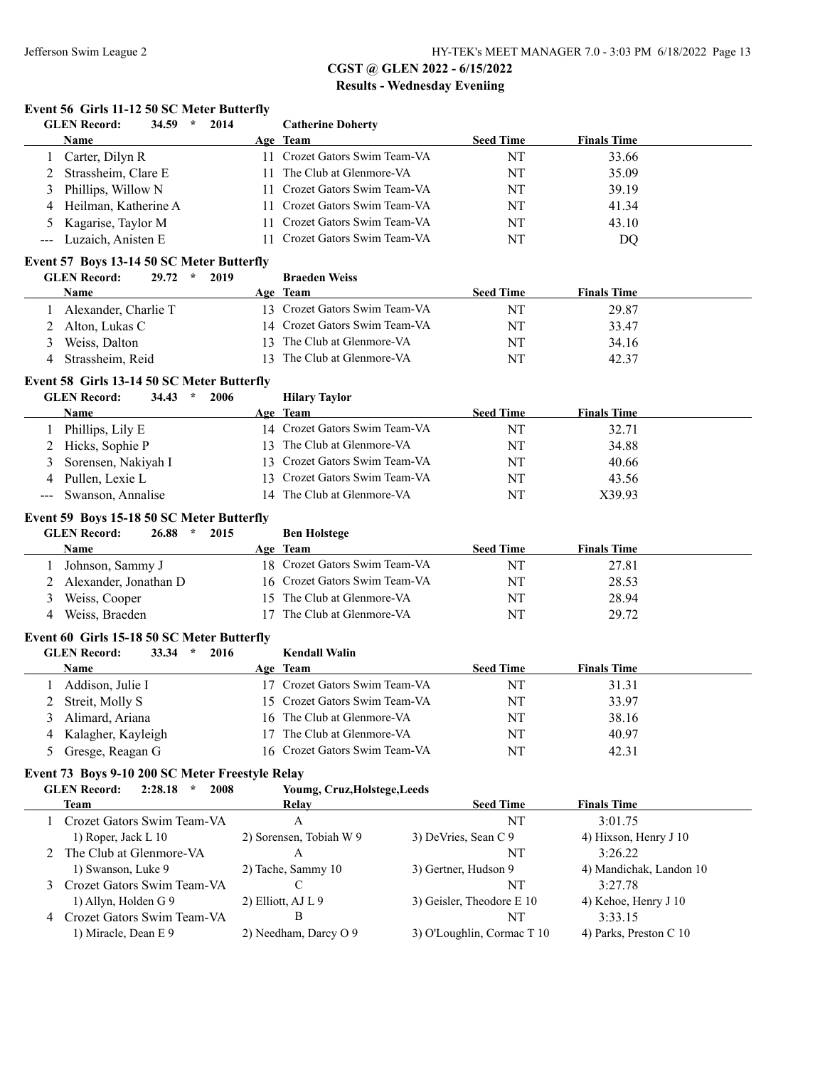## CGST @ GLEN 2022 - 6/15/2022

### Results - Wednesday Eveniing

#### Event 56 Girls 11-12 50 SC Meter Butterfly

GLEN Record: 34.59 * 2014 Catherine Doherty

| | Name | Age | Team | Seed Time | Finals Time |
|---|---|---|---|---|---|
| 1 | Carter, Dilyn R | 11 | Crozet Gators Swim Team-VA | NT | 33.66 |
| 2 | Strassheim, Clare E | 11 | The Club at Glenmore-VA | NT | 35.09 |
| 3 | Phillips, Willow N | 11 | Crozet Gators Swim Team-VA | NT | 39.19 |
| 4 | Heilman, Katherine A | 11 | Crozet Gators Swim Team-VA | NT | 41.34 |
| 5 | Kagarise, Taylor M | 11 | Crozet Gators Swim Team-VA | NT | 43.10 |
| --- | Luzaich, Anisten E | 11 | Crozet Gators Swim Team-VA | NT | DQ |

#### Event 57 Boys 13-14 50 SC Meter Butterfly

GLEN Record: 29.72 * 2019 Braeden Weiss

| | Name | Age | Team | Seed Time | Finals Time |
|---|---|---|---|---|---|
| 1 | Alexander, Charlie T | 13 | Crozet Gators Swim Team-VA | NT | 29.87 |
| 2 | Alton, Lukas C | 14 | Crozet Gators Swim Team-VA | NT | 33.47 |
| 3 | Weiss, Dalton | 13 | The Club at Glenmore-VA | NT | 34.16 |
| 4 | Strassheim, Reid | 13 | The Club at Glenmore-VA | NT | 42.37 |

#### Event 58 Girls 13-14 50 SC Meter Butterfly

GLEN Record: 34.43 * 2006 Hilary Taylor

| | Name | Age | Team | Seed Time | Finals Time |
|---|---|---|---|---|---|
| 1 | Phillips, Lily E | 14 | Crozet Gators Swim Team-VA | NT | 32.71 |
| 2 | Hicks, Sophie P | 13 | The Club at Glenmore-VA | NT | 34.88 |
| 3 | Sorensen, Nakiyah I | 13 | Crozet Gators Swim Team-VA | NT | 40.66 |
| 4 | Pullen, Lexie L | 13 | Crozet Gators Swim Team-VA | NT | 43.56 |
| --- | Swanson, Annalise | 14 | The Club at Glenmore-VA | NT | X39.93 |

#### Event 59 Boys 15-18 50 SC Meter Butterfly

GLEN Record: 26.88 * 2015 Ben Holstege

| | Name | Age | Team | Seed Time | Finals Time |
|---|---|---|---|---|---|
| 1 | Johnson, Sammy J | 18 | Crozet Gators Swim Team-VA | NT | 27.81 |
| 2 | Alexander, Jonathan D | 16 | Crozet Gators Swim Team-VA | NT | 28.53 |
| 3 | Weiss, Cooper | 15 | The Club at Glenmore-VA | NT | 28.94 |
| 4 | Weiss, Braeden | 17 | The Club at Glenmore-VA | NT | 29.72 |

#### Event 60 Girls 15-18 50 SC Meter Butterfly

GLEN Record: 33.34 * 2016 Kendall Walin

| | Name | Age | Team | Seed Time | Finals Time |
|---|---|---|---|---|---|
| 1 | Addison, Julie I | 17 | Crozet Gators Swim Team-VA | NT | 31.31 |
| 2 | Streit, Molly S | 15 | Crozet Gators Swim Team-VA | NT | 33.97 |
| 3 | Alimard, Ariana | 16 | The Club at Glenmore-VA | NT | 38.16 |
| 4 | Kalagher, Kayleigh | 17 | The Club at Glenmore-VA | NT | 40.97 |
| 5 | Gresge, Reagan G | 16 | Crozet Gators Swim Team-VA | NT | 42.31 |

#### Event 73 Boys 9-10 200 SC Meter Freestyle Relay

GLEN Record: 2:28.18 * 2008 Youmg, Cruz,Holstege,Leeds

| | Team | Relay | Seed Time | Finals Time |
|---|---|---|---|---|
| 1 | Crozet Gators Swim Team-VA | A | NT | 3:01.75 |
| | 1) Roper, Jack L 10 | 2) Sorensen, Tobiah W 9 | 3) DeVries, Sean C 9 | 4) Hixson, Henry J 10 |
| 2 | The Club at Glenmore-VA | A | NT | 3:26.22 |
| | 1) Swanson, Luke 9 | 2) Tache, Sammy 10 | 3) Gertner, Hudson 9 | 4) Mandichak, Landon 10 |
| 3 | Crozet Gators Swim Team-VA | C | NT | 3:27.78 |
| | 1) Allyn, Holden G 9 | 2) Elliott, AJ L 9 | 3) Geisler, Theodore E 10 | 4) Kehoe, Henry J 10 |
| 4 | Crozet Gators Swim Team-VA | B | NT | 3:33.15 |
| | 1) Miracle, Dean E 9 | 2) Needham, Darcy O 9 | 3) O'Loughlin, Cormac T 10 | 4) Parks, Preston C 10 |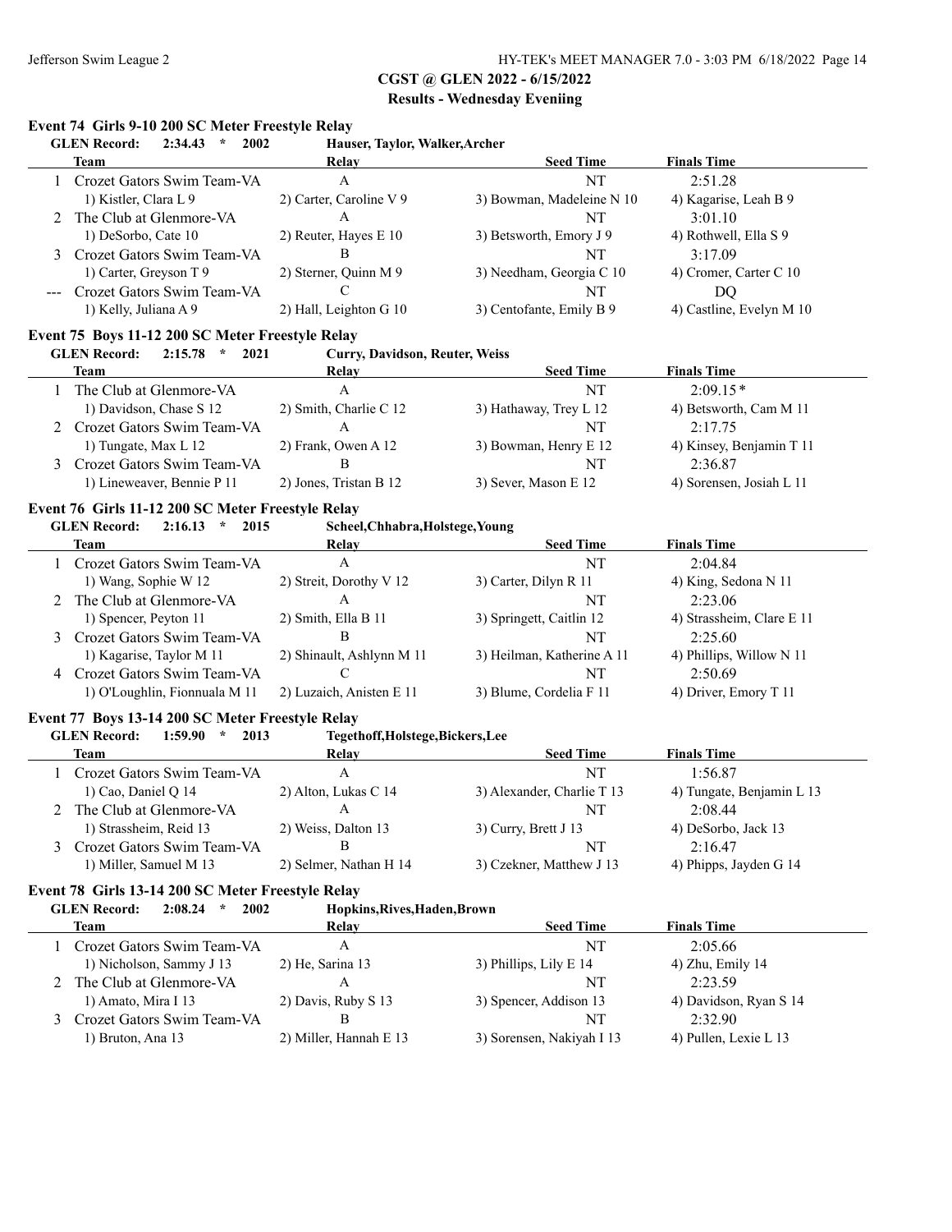# CGST @ GLEN 2022 - 6/15/2022

## Results - Wednesday Eveniing

### Event 74 Girls 9-10 200 SC Meter Freestyle Relay

**GLEN Record: 2:34.43 * 2002** Hauser, Taylor, Walker,Archer

| | Team | Relay | Seed Time | Finals Time |
|---|---|---|---|---|
| 1 | Crozet Gators Swim Team-VA | A | NT | 2:51.28 |
| | 1) Kistler, Clara L 9 | 2) Carter, Caroline V 9 | 3) Bowman, Madeleine N 10 | 4) Kagarise, Leah B 9 |
| 2 | The Club at Glenmore-VA | A | NT | 3:01.10 |
| | 1) DeSorbo, Cate 10 | 2) Reuter, Hayes E 10 | 3) Betsworth, Emory J 9 | 4) Rothwell, Ella S 9 |
| 3 | Crozet Gators Swim Team-VA | B | NT | 3:17.09 |
| | 1) Carter, Greyson T 9 | 2) Sterner, Quinn M 9 | 3) Needham, Georgia C 10 | 4) Cromer, Carter C 10 |
| --- | Crozet Gators Swim Team-VA | C | NT | DQ |
| | 1) Kelly, Juliana A 9 | 2) Hall, Leighton G 10 | 3) Centofante, Emily B 9 | 4) Castline, Evelyn M 10 |

### Event 75 Boys 11-12 200 SC Meter Freestyle Relay

**GLEN Record: 2:15.78 * 2021** Curry, Davidson, Reuter, Weiss

| | Team | Relay | Seed Time | Finals Time |
|---|---|---|---|---|
| 1 | The Club at Glenmore-VA | A | NT | 2:09.15* |
| | 1) Davidson, Chase S 12 | 2) Smith, Charlie C 12 | 3) Hathaway, Trey L 12 | 4) Betsworth, Cam M 11 |
| 2 | Crozet Gators Swim Team-VA | A | NT | 2:17.75 |
| | 1) Tungate, Max L 12 | 2) Frank, Owen A 12 | 3) Bowman, Henry E 12 | 4) Kinsey, Benjamin T 11 |
| 3 | Crozet Gators Swim Team-VA | B | NT | 2:36.87 |
| | 1) Lineweaver, Bennie P 11 | 2) Jones, Tristan B 12 | 3) Sever, Mason E 12 | 4) Sorensen, Josiah L 11 |

### Event 76 Girls 11-12 200 SC Meter Freestyle Relay

**GLEN Record: 2:16.13 * 2015** Scheel,Chhabra,Holstege,Young

| | Team | Relay | Seed Time | Finals Time |
|---|---|---|---|---|
| 1 | Crozet Gators Swim Team-VA | A | NT | 2:04.84 |
| | 1) Wang, Sophie W 12 | 2) Streit, Dorothy V 12 | 3) Carter, Dilyn R 11 | 4) King, Sedona N 11 |
| 2 | The Club at Glenmore-VA | A | NT | 2:23.06 |
| | 1) Spencer, Peyton 11 | 2) Smith, Ella B 11 | 3) Springett, Caitlin 12 | 4) Strassheim, Clare E 11 |
| 3 | Crozet Gators Swim Team-VA | B | NT | 2:25.60 |
| | 1) Kagarise, Taylor M 11 | 2) Shinault, Ashlynn M 11 | 3) Heilman, Katherine A 11 | 4) Phillips, Willow N 11 |
| 4 | Crozet Gators Swim Team-VA | C | NT | 2:50.69 |
| | 1) O'Loughlin, Fionnuala M 11 | 2) Luzaich, Anisten E 11 | 3) Blume, Cordelia F 11 | 4) Driver, Emory T 11 |

### Event 77 Boys 13-14 200 SC Meter Freestyle Relay

**GLEN Record: 1:59.90 * 2013** Tegethoff,Holstege,Bickers,Lee

| | Team | Relay | Seed Time | Finals Time |
|---|---|---|---|---|
| 1 | Crozet Gators Swim Team-VA | A | NT | 1:56.87 |
| | 1) Cao, Daniel Q 14 | 2) Alton, Lukas C 14 | 3) Alexander, Charlie T 13 | 4) Tungate, Benjamin L 13 |
| 2 | The Club at Glenmore-VA | A | NT | 2:08.44 |
| | 1) Strassheim, Reid 13 | 2) Weiss, Dalton 13 | 3) Curry, Brett J 13 | 4) DeSorbo, Jack 13 |
| 3 | Crozet Gators Swim Team-VA | B | NT | 2:16.47 |
| | 1) Miller, Samuel M 13 | 2) Selmer, Nathan H 14 | 3) Czekner, Matthew J 13 | 4) Phipps, Jayden G 14 |

### Event 78 Girls 13-14 200 SC Meter Freestyle Relay

**GLEN Record: 2:08.24 * 2002** Hopkins,Rives,Haden,Brown

| | Team | Relay | Seed Time | Finals Time |
|---|---|---|---|---|
| 1 | Crozet Gators Swim Team-VA | A | NT | 2:05.66 |
| | 1) Nicholson, Sammy J 13 | 2) He, Sarina 13 | 3) Phillips, Lily E 14 | 4) Zhu, Emily 14 |
| 2 | The Club at Glenmore-VA | A | NT | 2:23.59 |
| | 1) Amato, Mira I 13 | 2) Davis, Ruby S 13 | 3) Spencer, Addison 13 | 4) Davidson, Ryan S 14 |
| 3 | Crozet Gators Swim Team-VA | B | NT | 2:32.90 |
| | 1) Bruton, Ana 13 | 2) Miller, Hannah E 13 | 3) Sorensen, Nakiyah I 13 | 4) Pullen, Lexie L 13 |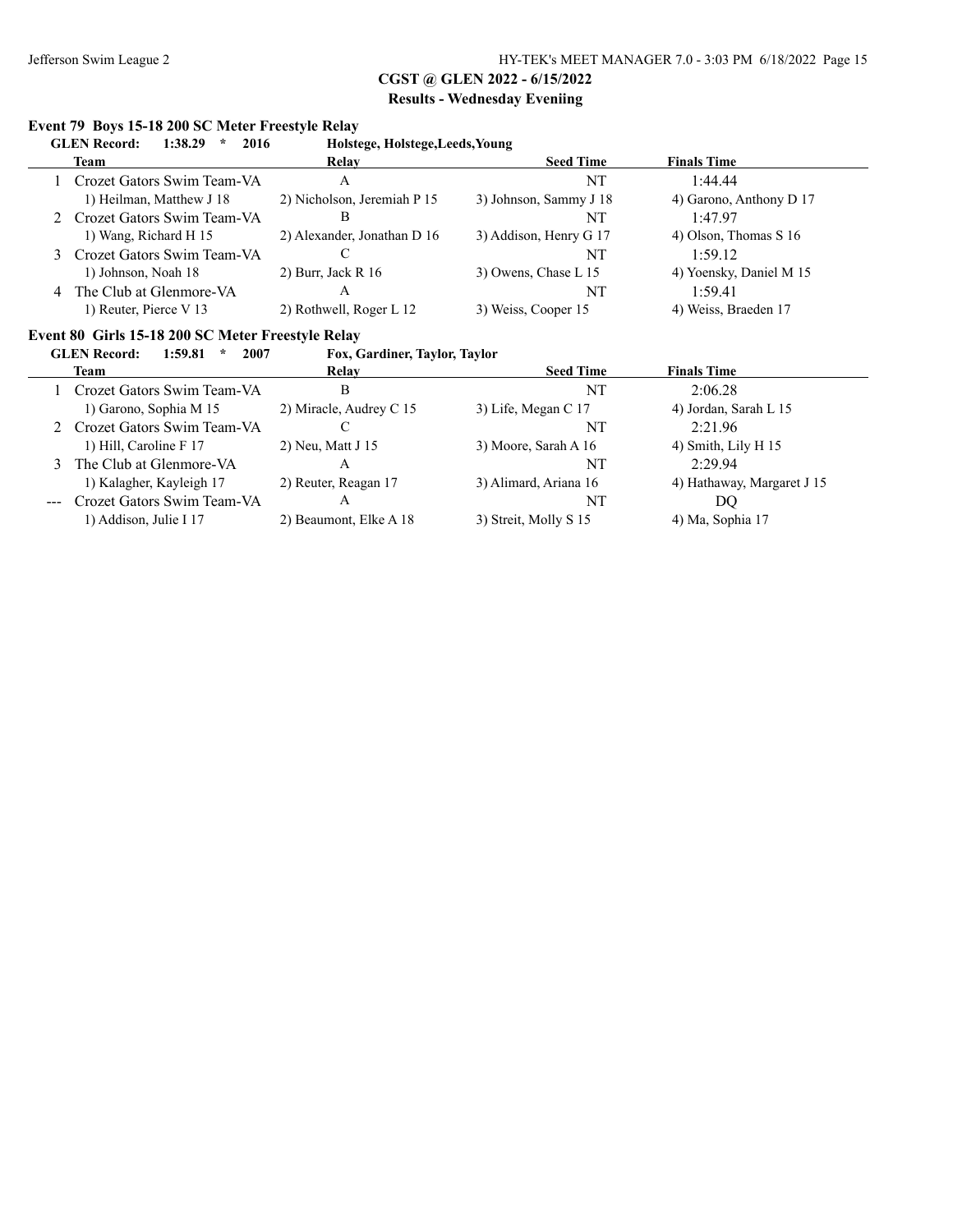## CGST @ GLEN 2022 - 6/15/2022

### Results - Wednesday Eveniing

#### Event 79 Boys 15-18 200 SC Meter Freestyle Relay

**GLEN Record: 1:38.29 * 2016 Holstege, Holstege,Leeds,Young**

| | Team | Relay | Seed Time | Finals Time |
|---|---|---|---|---|
| 1 | Crozet Gators Swim Team-VA | A | NT | 1:44.44 |
| | 1) Heilman, Matthew J 18 | 2) Nicholson, Jeremiah P 15 | 3) Johnson, Sammy J 18 | 4) Garono, Anthony D 17 |
| 2 | Crozet Gators Swim Team-VA | B | NT | 1:47.97 |
| | 1) Wang, Richard H 15 | 2) Alexander, Jonathan D 16 | 3) Addison, Henry G 17 | 4) Olson, Thomas S 16 |
| 3 | Crozet Gators Swim Team-VA | C | NT | 1:59.12 |
| | 1) Johnson, Noah 18 | 2) Burr, Jack R 16 | 3) Owens, Chase L 15 | 4) Yoensky, Daniel M 15 |
| 4 | The Club at Glenmore-VA | A | NT | 1:59.41 |
| | 1) Reuter, Pierce V 13 | 2) Rothwell, Roger L 12 | 3) Weiss, Cooper 15 | 4) Weiss, Braeden 17 |

#### Event 80 Girls 15-18 200 SC Meter Freestyle Relay

**GLEN Record: 1:59.81 * 2007 Fox, Gardiner, Taylor, Taylor**

| | Team | Relay | Seed Time | Finals Time |
|---|---|---|---|---|
| 1 | Crozet Gators Swim Team-VA | B | NT | 2:06.28 |
| | 1) Garono, Sophia M 15 | 2) Miracle, Audrey C 15 | 3) Life, Megan C 17 | 4) Jordan, Sarah L 15 |
| 2 | Crozet Gators Swim Team-VA | C | NT | 2:21.96 |
| | 1) Hill, Caroline F 17 | 2) Neu, Matt J 15 | 3) Moore, Sarah A 16 | 4) Smith, Lily H 15 |
| 3 | The Club at Glenmore-VA | A | NT | 2:29.94 |
| | 1) Kalagher, Kayleigh 17 | 2) Reuter, Reagan 17 | 3) Alimard, Ariana 16 | 4) Hathaway, Margaret J 15 |
| --- | Crozet Gators Swim Team-VA | A | NT | DQ |
| | 1) Addison, Julie I 17 | 2) Beaumont, Elke A 18 | 3) Streit, Molly S 15 | 4) Ma, Sophia 17 |